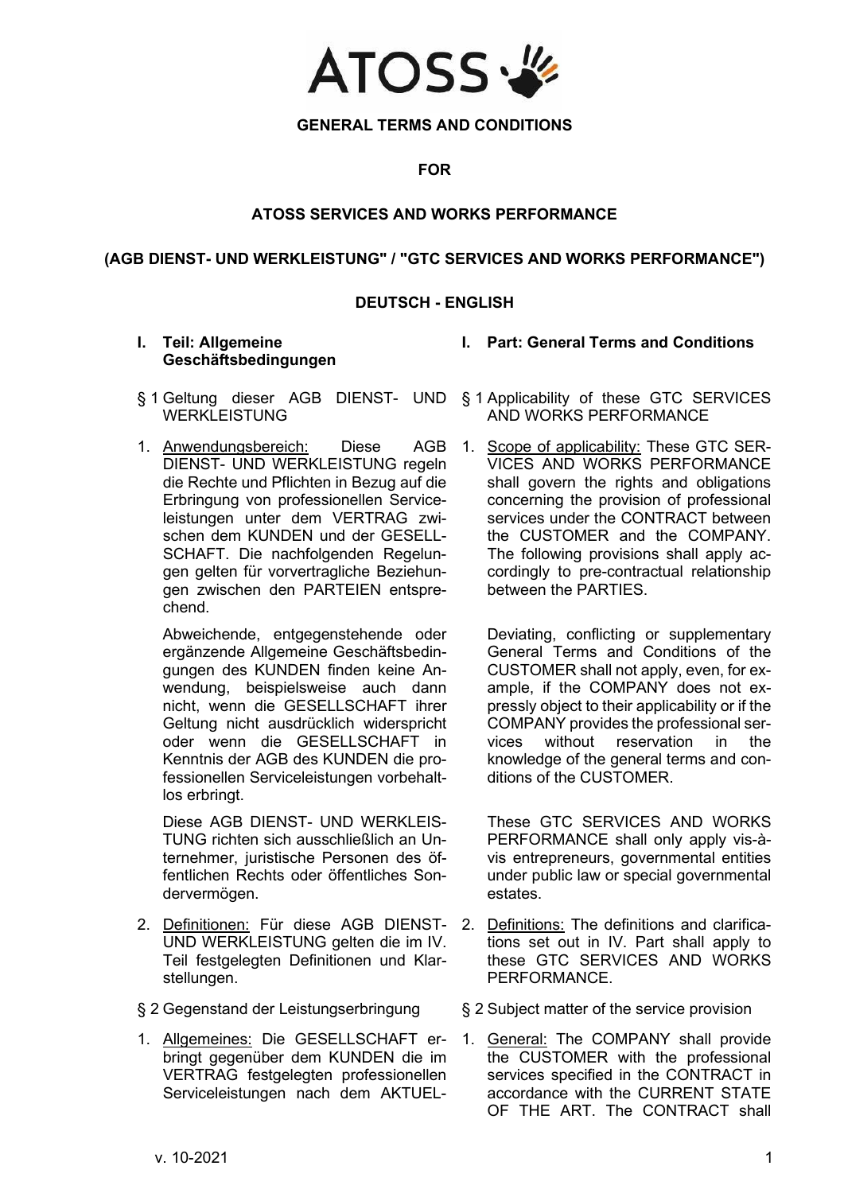**GENERAL TERMS AND CONDITIONS**

**FOR**

**ATOSS SERVICES AND WORKS PERFORMANCE**

**(AGB DIENST- UND WERKLEISTUNG" / "GTC SERVICES AND WORKS PERFORMANCE")**

**DEUTSCH - ENGLISH**

## I. Teil: Allgemeine Geschäftsbedingungen

§ 1 Geltung dieser AGB DIENST- UND WERKLEISTUNG

1. Anwendungsbereich: Diese AGB DIENST- UND WERKLEISTUNG regeln die Rechte und Pflichten in Bezug auf die Erbringung von professionellen Serviceleistungen unter dem VERTRAG zwischen dem KUNDEN und der GESELLSCHAFT. Die nachfolgenden Regelungen gelten für vorvertragliche Beziehungen zwischen den PARTEIEN entsprechend.

   Abweichende, entgegenstehende oder ergänzende Allgemeine Geschäftsbedingungen des KUNDEN finden keine Anwendung, beispielsweise auch dann nicht, wenn die GESELLSCHAFT ihrer Geltung nicht ausdrücklich widerspricht oder wenn die GESELLSCHAFT in Kenntnis der AGB des KUNDEN die professionellen Serviceleistungen vorbehaltlos erbringt.

   Diese AGB DIENST- UND WERKLEISTUNG richten sich ausschließlich an Unternehmer, juristische Personen des öffentlichen Rechts oder öffentliches Sondervermögen.

2. Definitionen: Für diese AGB DIENST- UND WERKLEISTUNG gelten die im IV. Teil festgelegten Definitionen und Klarstellungen.

§ 2 Gegenstand der Leistungserbringung

1. Allgemeines: Die GESELLSCHAFT erbringt gegenüber dem KUNDEN die im VERTRAG festgelegten professionellen Serviceleistungen nach dem AKTUEL-

## I. Part: General Terms and Conditions

§ 1 Applicability of these GTC SERVICES AND WORKS PERFORMANCE

1. Scope of applicability: These GTC SERVICES AND WORKS PERFORMANCE shall govern the rights and obligations concerning the provision of professional services under the CONTRACT between the CUSTOMER and the COMPANY. The following provisions shall apply accordingly to pre-contractual relationship between the PARTIES.

   Deviating, conflicting or supplementary General Terms and Conditions of the CUSTOMER shall not apply, even, for example, if the COMPANY does not expressly object to their applicability or if the COMPANY provides the professional services without reservation in the knowledge of the general terms and conditions of the CUSTOMER.

   These GTC SERVICES AND WORKS PERFORMANCE shall only apply vis-à-vis entrepreneurs, governmental entities under public law or special governmental estates.

2. Definitions: The definitions and clarifications set out in IV. Part shall apply to these GTC SERVICES AND WORKS PERFORMANCE.

§ 2 Subject matter of the service provision

1. General: The COMPANY shall provide the CUSTOMER with the professional services specified in the CONTRACT in accordance with the CURRENT STATE OF THE ART. The CONTRACT shall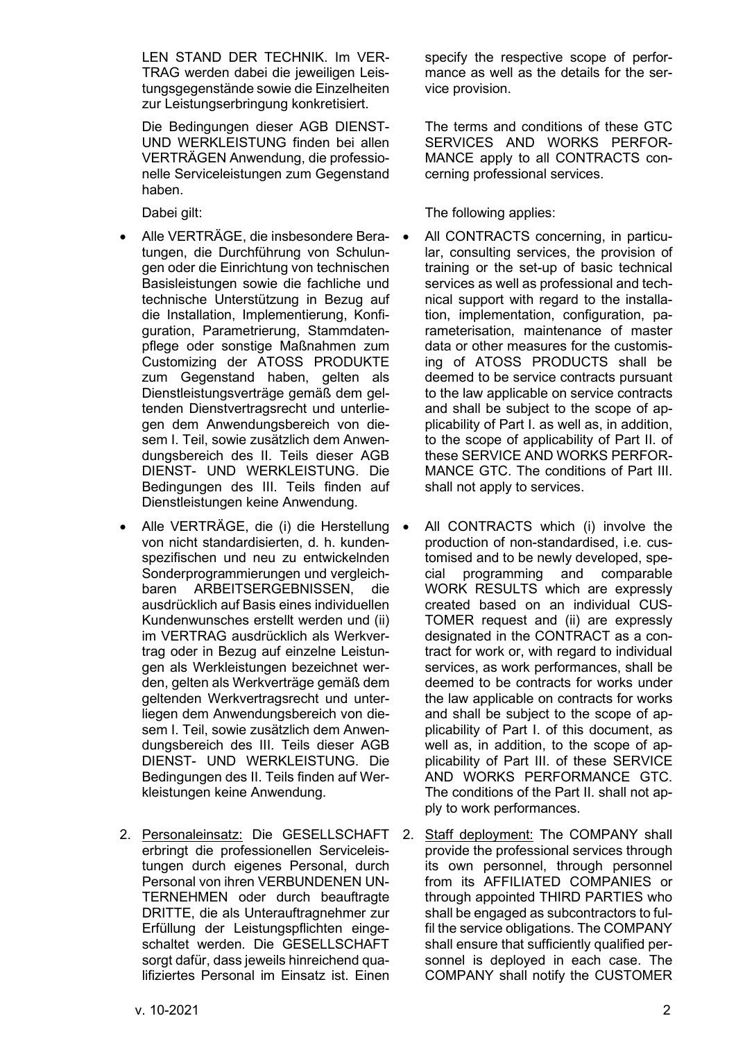LEN STAND DER TECHNIK. Im VERTRAG werden dabei die jeweiligen Leistungsgegenstände sowie die Einzelheiten zur Leistungserbringung konkretisiert.

Die Bedingungen dieser AGB DIENST- UND WERKLEISTUNG finden bei allen VERTRÄGEN Anwendung, die professionelle Serviceleistungen zum Gegenstand haben.

Dabei gilt:

- Alle VERTRÄGE, die insbesondere Beratungen, die Durchführung von Schulungen oder die Einrichtung von technischen Basisleistungen sowie die fachliche und technische Unterstützung in Bezug auf die Installation, Implementierung, Konfiguration, Parametrierung, Stammdatenpflege oder sonstige Maßnahmen zum Customizing der ATOSS PRODUKTE zum Gegenstand haben, gelten als Dienstleistungsverträge gemäß dem geltenden Dienstvertragsrecht und unterliegen dem Anwendungsbereich von diesem I. Teil, sowie zusätzlich dem Anwendungsbereich des II. Teils dieser AGB DIENST- UND WERKLEISTUNG. Die Bedingungen des III. Teils finden auf Dienstleistungen keine Anwendung.
- Alle VERTRÄGE, die (i) die Herstellung von nicht standardisierten, d. h. kundenspezifischen und neu zu entwickelnden Sonderprogrammierungen und vergleichbaren ARBEITSERGEBNISSEN, die ausdrücklich auf Basis eines individuellen Kundenwunsches erstellt werden und (ii) im VERTRAG ausdrücklich als Werkvertrag oder in Bezug auf einzelne Leistungen als Werkleistungen bezeichnet werden, gelten als Werkverträge gemäß dem geltenden Werkvertragsrecht und unterliegen dem Anwendungsbereich von diesem I. Teil, sowie zusätzlich dem Anwendungsbereich des III. Teils dieser AGB DIENST- UND WERKLEISTUNG. Die Bedingungen des II. Teils finden auf Werkleistungen keine Anwendung.

2. Personaleinsatz: Die GESELLSCHAFT erbringt die professionellen Serviceleistungen durch eigenes Personal, durch Personal von ihren VERBUNDENEN UNTERNEHMEN oder durch beauftragte DRITTE, die als Unterauftragnehmer zur Erfüllung der Leistungspflichten eingeschaltet werden. Die GESELLSCHAFT sorgt dafür, dass jeweils hinreichend qualifiziertes Personal im Einsatz ist. Einen

specify the respective scope of performance as well as the details for the service provision.

The terms and conditions of these GTC SERVICES AND WORKS PERFORMANCE apply to all CONTRACTS concerning professional services.

The following applies:

- All CONTRACTS concerning, in particular, consulting services, the provision of training or the set-up of basic technical services as well as professional and technical support with regard to the installation, implementation, configuration, parameterisation, maintenance of master data or other measures for the customising of ATOSS PRODUCTS shall be deemed to be service contracts pursuant to the law applicable on service contracts and shall be subject to the scope of applicability of Part I. as well as, in addition, to the scope of applicability of Part II. of these SERVICE AND WORKS PERFORMANCE GTC. The conditions of Part III. shall not apply to services.
- All CONTRACTS which (i) involve the production of non-standardised, i.e. customised and to be newly developed, special programming and comparable WORK RESULTS which are expressly created based on an individual CUSTOMER request and (ii) are expressly designated in the CONTRACT as a contract for work or, with regard to individual services, as work performances, shall be deemed to be contracts for works under the law applicable on contracts for works and shall be subject to the scope of applicability of Part I. of this document, as well as, in addition, to the scope of applicability of Part III. of these SERVICE AND WORKS PERFORMANCE GTC. The conditions of the Part II. shall not apply to work performances.

2. Staff deployment: The COMPANY shall provide the professional services through its own personnel, through personnel from its AFFILIATED COMPANIES or through appointed THIRD PARTIES who shall be engaged as subcontractors to fulfil the service obligations. The COMPANY shall ensure that sufficiently qualified personnel is deployed in each case. The COMPANY shall notify the CUSTOMER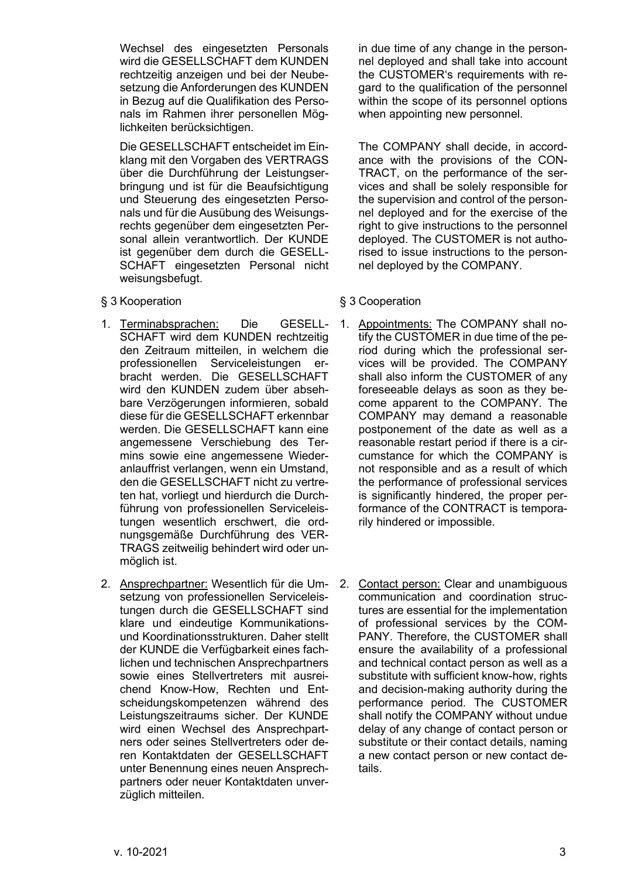Wechsel des eingesetzten Personals wird die GESELLSCHAFT dem KUNDEN rechtzeitig anzeigen und bei der Neubesetzung die Anforderungen des KUNDEN in Bezug auf die Qualifikation des Personals im Rahmen ihrer personellen Möglichkeiten berücksichtigen.

Die GESELLSCHAFT entscheidet im Einklang mit den Vorgaben des VERTRAGS über die Durchführung der Leistungserbringung und ist für die Beaufsichtigung und Steuerung des eingesetzten Personals und für die Ausübung des Weisungsrechts gegenüber dem eingesetzten Personal allein verantwortlich. Der KUNDE ist gegenüber dem durch die GESELLSCHAFT eingesetzten Personal nicht weisungsbefugt.

in due time of any change in the personnel deployed and shall take into account the CUSTOMER's requirements with regard to the qualification of the personnel within the scope of its personnel options when appointing new personnel.

The COMPANY shall decide, in accordance with the provisions of the CONTRACT, on the performance of the services and shall be solely responsible for the supervision and control of the personnel deployed and for the exercise of the right to give instructions to the personnel deployed. The CUSTOMER is not authorised to issue instructions to the personnel deployed by the COMPANY.

§ 3 Kooperation

1. Terminabsprachen: Die GESELLSCHAFT wird dem KUNDEN rechtzeitig den Zeitraum mitteilen, in welchem die professionellen Serviceleistungen erbracht werden. Die GESELLSCHAFT wird den KUNDEN zudem über absehbare Verzögerungen informieren, sobald diese für die GESELLSCHAFT erkennbar werden. Die GESELLSCHAFT kann eine angemessene Verschiebung des Termins sowie eine angemessene Wiederanlauffrist verlangen, wenn ein Umstand, den die GESELLSCHAFT nicht zu vertreten hat, vorliegt und hierdurch die Durchführung von professionellen Serviceleistungen wesentlich erschwert, die ordnungsgemäße Durchführung des VERTRAGS zeitweilig behindert wird oder unmöglich ist.

2. Ansprechpartner: Wesentlich für die Umsetzung von professionellen Serviceleistungen durch die GESELLSCHAFT sind klare und eindeutige Kommunikations- und Koordinationsstrukturen. Daher stellt der KUNDE die Verfügbarkeit eines fachlichen und technischen Ansprechpartners sowie eines Stellvertreters mit ausreichend Know-How, Rechten und Entscheidungskompetenzen während des Leistungszeitraums sicher. Der KUNDE wird einen Wechsel des Ansprechpartners oder seines Stellvertreters oder deren Kontaktdaten der GESELLSCHAFT unter Benennung eines neuen Ansprechpartners oder neuer Kontaktdaten unverzüglich mitteilen.

§ 3 Cooperation

1. Appointments: The COMPANY shall notify the CUSTOMER in due time of the period during which the professional services will be provided. The COMPANY shall also inform the CUSTOMER of any foreseeable delays as soon as they become apparent to the COMPANY. The COMPANY may demand a reasonable postponement of the date as well as a reasonable restart period if there is a circumstance for which the COMPANY is not responsible and as a result of which the performance of professional services is significantly hindered, the proper performance of the CONTRACT is temporarily hindered or impossible.

2. Contact person: Clear and unambiguous communication and coordination structures are essential for the implementation of professional services by the COMPANY. Therefore, the CUSTOMER shall ensure the availability of a professional and technical contact person as well as a substitute with sufficient know-how, rights and decision-making authority during the performance period. The CUSTOMER shall notify the COMPANY without undue delay of any change of contact person or substitute or their contact details, naming a new contact person or new contact details.

v. 10-2021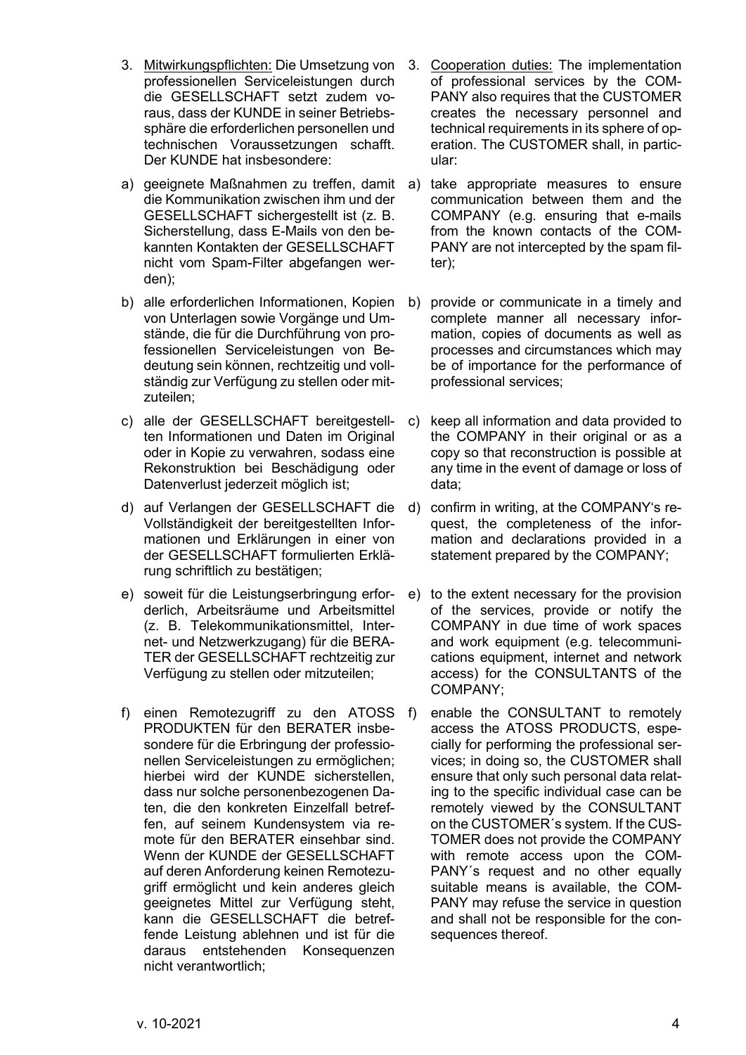3. <u>Mitwirkungspflichten:</u> Die Umsetzung von professionellen Serviceleistungen durch die GESELLSCHAFT setzt zudem voraus, dass der KUNDE in seiner Betriebssphäre die erforderlichen personellen und technischen Voraussetzungen schafft. Der KUNDE hat insbesondere:

a) geeignete Maßnahmen zu treffen, damit die Kommunikation zwischen ihm und der GESELLSCHAFT sichergestellt ist (z. B. Sicherstellung, dass E-Mails von den bekannten Kontakten der GESELLSCHAFT nicht vom Spam-Filter abgefangen werden);

b) alle erforderlichen Informationen, Kopien von Unterlagen sowie Vorgänge und Umstände, die für die Durchführung von professionellen Serviceleistungen von Bedeutung sein können, rechtzeitig und vollständig zur Verfügung zu stellen oder mitzuteilen;

c) alle der GESELLSCHAFT bereitgestellten Informationen und Daten im Original oder in Kopie zu verwahren, sodass eine Rekonstruktion bei Beschädigung oder Datenverlust jederzeit möglich ist;

d) auf Verlangen der GESELLSCHAFT die Vollständigkeit der bereitgestellten Informationen und Erklärungen in einer von der GESELLSCHAFT formulierten Erklärung schriftlich zu bestätigen;

e) soweit für die Leistungserbringung erforderlich, Arbeitsräume und Arbeitsmittel (z. B. Telekommunikationsmittel, Internet- und Netzwerkzugang) für die BERATER der GESELLSCHAFT rechtzeitig zur Verfügung zu stellen oder mitzuteilen;

f) einen Remotezugriff zu den ATOSS PRODUKTEN für den BERATER insbesondere für die Erbringung der professionellen Serviceleistungen zu ermöglichen; hierbei wird der KUNDE sicherstellen, dass nur solche personenbezogenen Daten, die den konkreten Einzelfall betreffen, auf seinem Kundensystem via remote für den BERATER einsehbar sind. Wenn der KUNDE der GESELLSCHAFT auf deren Anforderung keinen Remotezugriff ermöglicht und kein anderes gleich geeignetes Mittel zur Verfügung steht, kann die GESELLSCHAFT die betreffende Leistung ablehnen und ist für die daraus entstehenden Konsequenzen nicht verantwortlich;

3. <u>Cooperation duties:</u> The implementation of professional services by the COMPANY also requires that the CUSTOMER creates the necessary personnel and technical requirements in its sphere of operation. The CUSTOMER shall, in particular:

a) take appropriate measures to ensure communication between them and the COMPANY (e.g. ensuring that e-mails from the known contacts of the COMPANY are not intercepted by the spam filter);

b) provide or communicate in a timely and complete manner all necessary information, copies of documents as well as processes and circumstances which may be of importance for the performance of professional services;

c) keep all information and data provided to the COMPANY in their original or as a copy so that reconstruction is possible at any time in the event of damage or loss of data;

d) confirm in writing, at the COMPANY's request, the completeness of the information and declarations provided in a statement prepared by the COMPANY;

e) to the extent necessary for the provision of the services, provide or notify the COMPANY in due time of work spaces and work equipment (e.g. telecommunications equipment, internet and network access) for the CONSULTANTS of the COMPANY;

f) enable the CONSULTANT to remotely access the ATOSS PRODUCTS, especially for performing the professional services; in doing so, the CUSTOMER shall ensure that only such personal data relating to the specific individual case can be remotely viewed by the CONSULTANT on the CUSTOMER´s system. If the CUSTOMER does not provide the COMPANY with remote access upon the COMPANY´s request and no other equally suitable means is available, the COMPANY may refuse the service in question and shall not be responsible for the consequences thereof.

v. 10-2021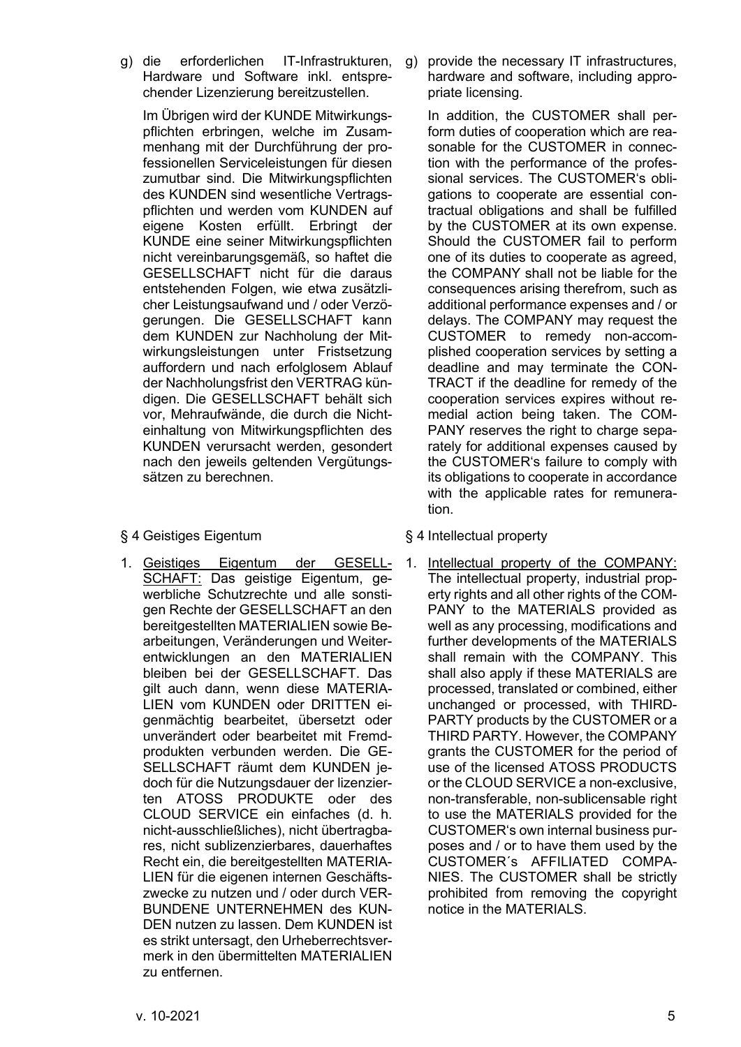g) die erforderlichen IT-Infrastrukturen, Hardware und Software inkl. entsprechender Lizenzierung bereitzustellen.

Im Übrigen wird der KUNDE Mitwirkungspflichten erbringen, welche im Zusammenhang mit der Durchführung der professionellen Serviceleistungen für diesen zumutbar sind. Die Mitwirkungspflichten des KUNDEN sind wesentliche Vertragspflichten und werden vom KUNDEN auf eigene Kosten erfüllt. Erbringt der KUNDE eine seiner Mitwirkungspflichten nicht vereinbarungsgemäß, so haftet die GESELLSCHAFT nicht für die daraus entstehenden Folgen, wie etwa zusätzlicher Leistungsaufwand und / oder Verzögerungen. Die GESELLSCHAFT kann dem KUNDEN zur Nachholung der Mitwirkungsleistungen unter Fristsetzung auffordern und nach erfolglosem Ablauf der Nachholungsfrist den VERTRAG kündigen. Die GESELLSCHAFT behält sich vor, Mehraufwände, die durch die Nichteinhaltung von Mitwirkungspflichten des KUNDEN verursacht werden, gesondert nach den jeweils geltenden Vergütungssätzen zu berechnen.

g) provide the necessary IT infrastructures, hardware and software, including appropriate licensing.

In addition, the CUSTOMER shall perform duties of cooperation which are reasonable for the CUSTOMER in connection with the performance of the professional services. The CUSTOMER's obligations to cooperate are essential contractual obligations and shall be fulfilled by the CUSTOMER at its own expense. Should the CUSTOMER fail to perform one of its duties to cooperate as agreed, the COMPANY shall not be liable for the consequences arising therefrom, such as additional performance expenses and / or delays. The COMPANY may request the CUSTOMER to remedy non-accomplished cooperation services by setting a deadline and may terminate the CONTRACT if the deadline for remedy of the cooperation services expires without remedial action being taken. The COMPANY reserves the right to charge separately for additional expenses caused by the CUSTOMER's failure to comply with its obligations to cooperate in accordance with the applicable rates for remuneration.

## § 4 Geistiges Eigentum

1. Geistiges Eigentum der GESELLSCHAFT: Das geistige Eigentum, gewerbliche Schutzrechte und alle sonstigen Rechte der GESELLSCHAFT an den bereitgestellten MATERIALIEN sowie Bearbeitungen, Veränderungen und Weiterentwicklungen an den MATERIALIEN bleiben bei der GESELLSCHAFT. Das gilt auch dann, wenn diese MATERIALIEN vom KUNDEN oder DRITTEN eigenmächtig bearbeitet, übersetzt oder unverändert oder bearbeitet mit Fremdprodukten verbunden werden. Die GESELLSCHAFT räumt dem KUNDEN jedoch für die Nutzungsdauer der lizenzierten ATOSS PRODUKTE oder des CLOUD SERVICE ein einfaches (d. h. nicht-ausschließliches), nicht übertragbares, nicht sublizenzierbares, dauerhaftes Recht ein, die bereitgestellten MATERIALIEN für die eigenen internen Geschäftszwecke zu nutzen und / oder durch VERBUNDENE UNTERNEHMEN des KUNDEN nutzen zu lassen. Dem KUNDEN ist es strikt untersagt, den Urheberrechtsvermerk in den übermittelten MATERIALIEN zu entfernen.

## § 4 Intellectual property

1. Intellectual property of the COMPANY: The intellectual property, industrial property rights and all other rights of the COMPANY to the MATERIALS provided as well as any processing, modifications and further developments of the MATERIALS shall remain with the COMPANY. This shall also apply if these MATERIALS are processed, translated or combined, either unchanged or processed, with THIRD-PARTY products by the CUSTOMER or a THIRD PARTY. However, the COMPANY grants the CUSTOMER for the period of use of the licensed ATOSS PRODUCTS or the CLOUD SERVICE a non-exclusive, non-transferable, non-sublicensable right to use the MATERIALS provided for the CUSTOMER's own internal business purposes and / or to have them used by the CUSTOMER´s AFFILIATED COMPANIES. The CUSTOMER shall be strictly prohibited from removing the copyright notice in the MATERIALS.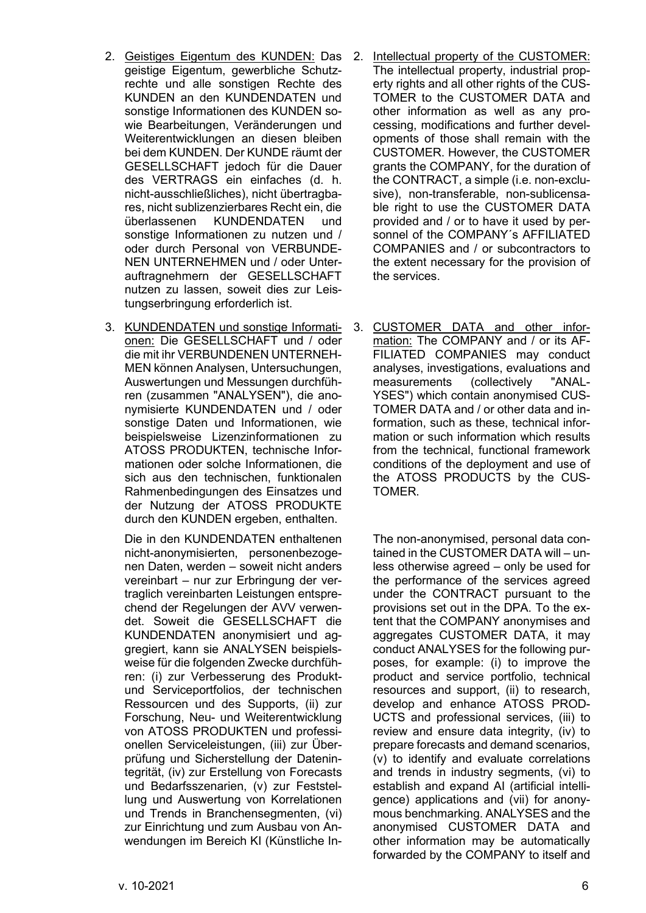2. Geistiges Eigentum des KUNDEN: Das geistige Eigentum, gewerbliche Schutzrechte und alle sonstigen Rechte des KUNDEN an den KUNDENDATEN und sonstige Informationen des KUNDEN sowie Bearbeitungen, Veränderungen und Weiterentwicklungen an diesen bleiben bei dem KUNDEN. Der KUNDE räumt der GESELLSCHAFT jedoch für die Dauer des VERTRAGS ein einfaches (d. h. nicht-ausschließliches), nicht übertragbares, nicht sublizenzierbares Recht ein, die überlassenen KUNDENDATEN und sonstige Informationen zu nutzen und / oder durch Personal von VERBUNDENEN UNTERNEHMEN und / oder Unterauftragnehmern der GESELLSCHAFT nutzen zu lassen, soweit dies zur Leistungserbringung erforderlich ist.

3. KUNDENDATEN und sonstige Informationen: Die GESELLSCHAFT und / oder die mit ihr VERBUNDENEN UNTERNEHMEN können Analysen, Untersuchungen, Auswertungen und Messungen durchführen (zusammen "ANALYSEN"), die anonymisierte KUNDENDATEN und / oder sonstige Daten und Informationen, wie beispielsweise Lizenzinformationen zu ATOSS PRODUKTEN, technische Informationen oder solche Informationen, die sich aus den technischen, funktionalen Rahmenbedingungen des Einsatzes und der Nutzung der ATOSS PRODUKTE durch den KUNDEN ergeben, enthalten.

   Die in den KUNDENDATEN enthaltenen nicht-anonymisierten, personenbezogenen Daten, werden – soweit nicht anders vereinbart – nur zur Erbringung der vertraglich vereinbarten Leistungen entsprechend der Regelungen der AVV verwendet. Soweit die GESELLSCHAFT die KUNDENDATEN anonymisiert und aggregiert, kann sie ANALYSEN beispielsweise für die folgenden Zwecke durchführen: (i) zur Verbesserung des Produkt- und Serviceportfolios, der technischen Ressourcen und des Supports, (ii) zur Forschung, Neu- und Weiterentwicklung von ATOSS PRODUKTEN und professionellen Serviceleistungen, (iii) zur Überprüfung und Sicherstellung der Datenintegrität, (iv) zur Erstellung von Forecasts und Bedarfsszenarien, (v) zur Feststellung und Auswertung von Korrelationen und Trends in Branchensegmenten, (vi) zur Einrichtung und zum Ausbau von Anwendungen im Bereich KI (Künstliche In-

2. Intellectual property of the CUSTOMER: The intellectual property, industrial property rights and all other rights of the CUSTOMER to the CUSTOMER DATA and other information as well as any processing, modifications and further developments of those shall remain with the CUSTOMER. However, the CUSTOMER grants the COMPANY, for the duration of the CONTRACT, a simple (i.e. non-exclusive), non-transferable, non-sublicensable right to use the CUSTOMER DATA provided and / or to have it used by personnel of the COMPANY´s AFFILIATED COMPANIES and / or subcontractors to the extent necessary for the provision of the services.

3. CUSTOMER DATA and other information: The COMPANY and / or its AFFILIATED COMPANIES may conduct analyses, investigations, evaluations and measurements (collectively "ANALYSES") which contain anonymised CUSTOMER DATA and / or other data and information, such as these, technical information or such information which results from the technical, functional framework conditions of the deployment and use of the ATOSS PRODUCTS by the CUSTOMER.

   The non-anonymised, personal data contained in the CUSTOMER DATA will – unless otherwise agreed – only be used for the performance of the services agreed under the CONTRACT pursuant to the provisions set out in the DPA. To the extent that the COMPANY anonymises and aggregates CUSTOMER DATA, it may conduct ANALYSES for the following purposes, for example: (i) to improve the product and service portfolio, technical resources and support, (ii) to research, develop and enhance ATOSS PRODUCTS and professional services, (iii) to review and ensure data integrity, (iv) to prepare forecasts and demand scenarios, (v) to identify and evaluate correlations and trends in industry segments, (vi) to establish and expand AI (artificial intelligence) applications and (vii) for anonymous benchmarking. ANALYSES and the anonymised CUSTOMER DATA and other information may be automatically forwarded by the COMPANY to itself and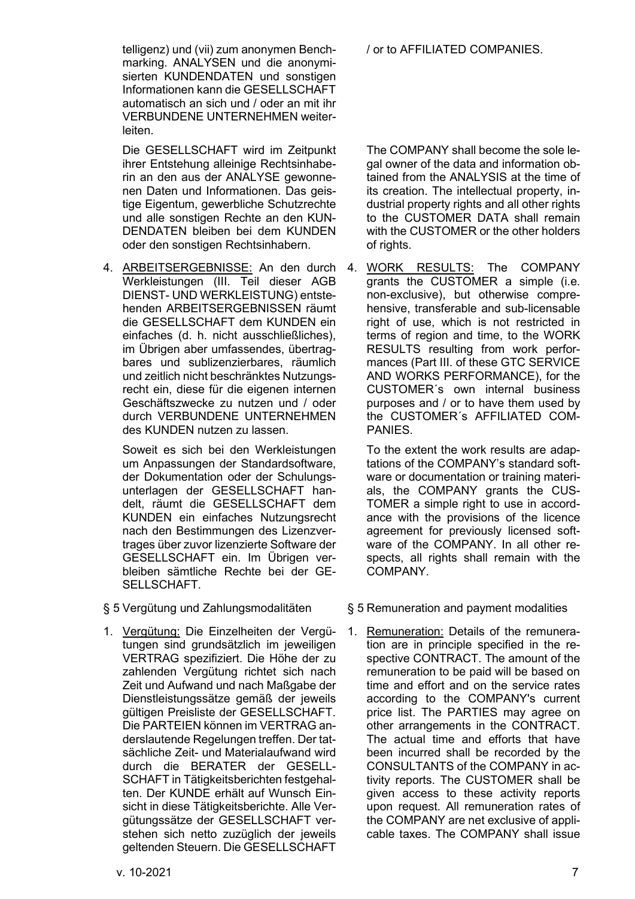telligenz) und (vii) zum anonymen Benchmarking. ANALYSEN und die anonymisierten KUNDENDATEN und sonstigen Informationen kann die GESELLSCHAFT automatisch an sich und / oder an mit ihr VERBUNDENE UNTERNEHMEN weiterleiten.

/ or to AFFILIATED COMPANIES.

Die GESELLSCHAFT wird im Zeitpunkt ihrer Entstehung alleinige Rechtsinhaberin an den aus der ANALYSE gewonnenen Daten und Informationen. Das geistige Eigentum, gewerbliche Schutzrechte und alle sonstigen Rechte an den KUNDENDATEN bleiben bei dem KUNDEN oder den sonstigen Rechtsinhabern.

The COMPANY shall become the sole legal owner of the data and information obtained from the ANALYSIS at the time of its creation. The intellectual property, industrial property rights and all other rights to the CUSTOMER DATA shall remain with the CUSTOMER or the other holders of rights.

4. ARBEITSERGEBNISSE: An den durch Werkleistungen (III. Teil dieser AGB DIENST- UND WERKLEISTUNG) entstehenden ARBEITSERGEBNISSEN räumt die GESELLSCHAFT dem KUNDEN ein einfaches (d. h. nicht ausschließliches), im Übrigen aber umfassendes, übertragbares und sublizenzierbares, räumlich und zeitlich nicht beschränktes Nutzungsrecht ein, diese für die eigenen internen Geschäftszwecke zu nutzen und / oder durch VERBUNDENE UNTERNEHMEN des KUNDEN nutzen zu lassen.

   Soweit es sich bei den Werkleistungen um Anpassungen der Standardsoftware, der Dokumentation oder der Schulungsunterlagen der GESELLSCHAFT handelt, räumt die GESELLSCHAFT dem KUNDEN ein einfaches Nutzungsrecht nach den Bestimmungen des Lizenzvertrages über zuvor lizenzierte Software der GESELLSCHAFT ein. Im Übrigen verbleiben sämtliche Rechte bei der GESELLSCHAFT.

4. WORK RESULTS: The COMPANY grants the CUSTOMER a simple (i.e. non-exclusive), but otherwise comprehensive, transferable and sub-licensable right of use, which is not restricted in terms of region and time, to the WORK RESULTS resulting from work performances (Part III. of these GTC SERVICE AND WORKS PERFORMANCE), for the CUSTOMER´s own internal business purposes and / or to have them used by the CUSTOMER´s AFFILIATED COMPANIES.

   To the extent the work results are adaptations of the COMPANY's standard software or documentation or training materials, the COMPANY grants the CUSTOMER a simple right to use in accordance with the provisions of the licence agreement for previously licensed software of the COMPANY. In all other respects, all rights shall remain with the COMPANY.

## § 5 Vergütung und Zahlungsmodalitäten

## § 5 Remuneration and payment modalities

1. Vergütung: Die Einzelheiten der Vergütungen sind grundsätzlich im jeweiligen VERTRAG spezifiziert. Die Höhe der zu zahlenden Vergütung richtet sich nach Zeit und Aufwand und nach Maßgabe der Dienstleistungssätze gemäß der jeweils gültigen Preisliste der GESELLSCHAFT. Die PARTEIEN können im VERTRAG anderslautende Regelungen treffen. Der tatsächliche Zeit- und Materialaufwand wird durch die BERATER der GESELLSCHAFT in Tätigkeitsberichten festgehalten. Der KUNDE erhält auf Wunsch Einsicht in diese Tätigkeitsberichte. Alle Vergütungssätze der GESELLSCHAFT verstehen sich netto zuzüglich der jeweils geltenden Steuern. Die GESELLSCHAFT

1. Remuneration: Details of the remuneration are in principle specified in the respective CONTRACT. The amount of the remuneration to be paid will be based on time and effort and on the service rates according to the COMPANY's current price list. The PARTIES may agree on other arrangements in the CONTRACT. The actual time and efforts that have been incurred shall be recorded by the CONSULTANTS of the COMPANY in activity reports. The CUSTOMER shall be given access to these activity reports upon request. All remuneration rates of the COMPANY are net exclusive of applicable taxes. The COMPANY shall issue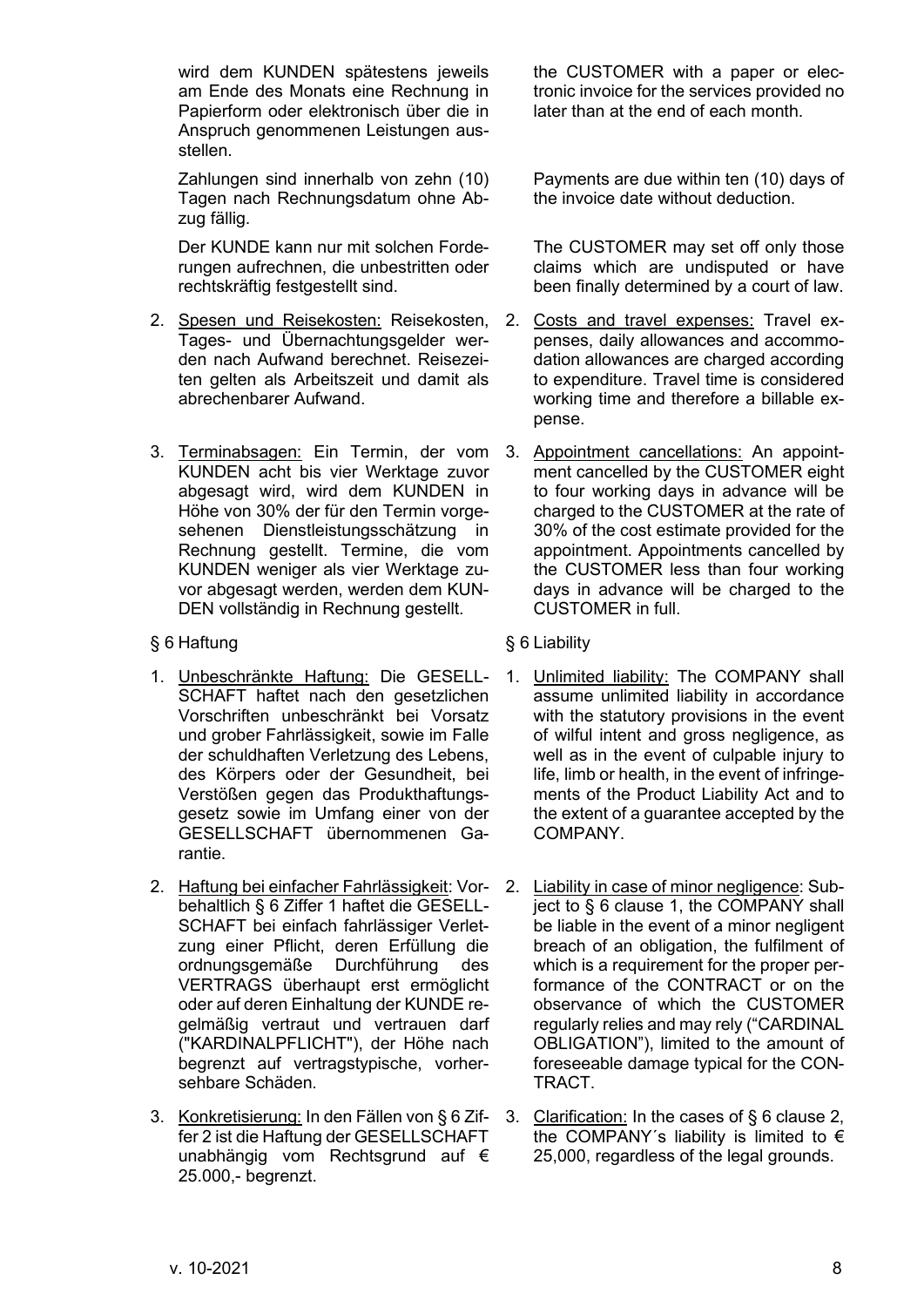wird dem KUNDEN spätestens jeweils am Ende des Monats eine Rechnung in Papierform oder elektronisch über die in Anspruch genommenen Leistungen ausstellen.

the CUSTOMER with a paper or electronic invoice for the services provided no later than at the end of each month.

Zahlungen sind innerhalb von zehn (10) Tagen nach Rechnungsdatum ohne Abzug fällig.

Payments are due within ten (10) days of the invoice date without deduction.

Der KUNDE kann nur mit solchen Forderungen aufrechnen, die unbestritten oder rechtskräftig festgestellt sind.

The CUSTOMER may set off only those claims which are undisputed or have been finally determined by a court of law.

2. Spesen und Reisekosten: Reisekosten, Tages- und Übernachtungsgelder werden nach Aufwand berechnet. Reisezeiten gelten als Arbeitszeit und damit als abrechenbarer Aufwand.

2. Costs and travel expenses: Travel expenses, daily allowances and accommodation allowances are charged according to expenditure. Travel time is considered working time and therefore a billable expense.

3. Terminabsagen: Ein Termin, der vom KUNDEN acht bis vier Werktage zuvor abgesagt wird, wird dem KUNDEN in Höhe von 30% der für den Termin vorgesehenen Dienstleistungsschätzung in Rechnung gestellt. Termine, die vom KUNDEN weniger als vier Werktage zuvor abgesagt werden, werden dem KUNDEN vollständig in Rechnung gestellt.

3. Appointment cancellations: An appointment cancelled by the CUSTOMER eight to four working days in advance will be charged to the CUSTOMER at the rate of 30% of the cost estimate provided for the appointment. Appointments cancelled by the CUSTOMER less than four working days in advance will be charged to the CUSTOMER in full.

## § 6 Haftung

## § 6 Liability

1. Unbeschränkte Haftung: Die GESELLSCHAFT haftet nach den gesetzlichen Vorschriften unbeschränkt bei Vorsatz und grober Fahrlässigkeit, sowie im Falle der schuldhaften Verletzung des Lebens, des Körpers oder der Gesundheit, bei Verstößen gegen das Produkthaftungsgesetz sowie im Umfang einer von der GESELLSCHAFT übernommenen Garantie.

1. Unlimited liability: The COMPANY shall assume unlimited liability in accordance with the statutory provisions in the event of wilful intent and gross negligence, as well as in the event of culpable injury to life, limb or health, in the event of infringements of the Product Liability Act and to the extent of a guarantee accepted by the COMPANY.

2. Haftung bei einfacher Fahrlässigkeit: Vorbehaltlich § 6 Ziffer 1 haftet die GESELLSCHAFT bei einfach fahrlässiger Verletzung einer Pflicht, deren Erfüllung die ordnungsgemäße Durchführung des VERTRAGS überhaupt erst ermöglicht oder auf deren Einhaltung der KUNDE regelmäßig vertraut und vertrauen darf ("KARDINALPFLICHT"), der Höhe nach begrenzt auf vertragstypische, vorhersehbare Schäden.

2. Liability in case of minor negligence: Subject to § 6 clause 1, the COMPANY shall be liable in the event of a minor negligent breach of an obligation, the fulfilment of which is a requirement for the proper performance of the CONTRACT or on the observance of which the CUSTOMER regularly relies and may rely ("CARDINAL OBLIGATION"), limited to the amount of foreseeable damage typical for the CONTRACT.

3. Konkretisierung: In den Fällen von § 6 Ziffer 2 ist die Haftung der GESELLSCHAFT unabhängig vom Rechtsgrund auf € 25.000,- begrenzt.

3. Clarification: In the cases of § 6 clause 2, the COMPANY´s liability is limited to € 25,000, regardless of the legal grounds.

v. 10-2021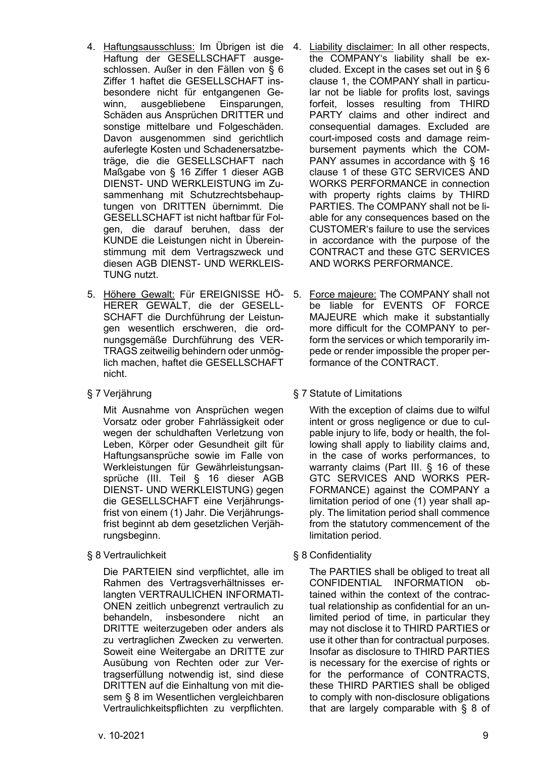4. Haftungsausschluss: Im Übrigen ist die Haftung der GESELLSCHAFT ausgeschlossen. Außer in den Fällen von § 6 Ziffer 1 haftet die GESELLSCHAFT insbesondere nicht für entgangenen Gewinn, ausgebliebene Einsparungen, Schäden aus Ansprüchen DRITTER und sonstige mittelbare und Folgeschäden. Davon ausgenommen sind gerichtlich auferlegte Kosten und Schadenersatzbeträge, die die GESELLSCHAFT nach Maßgabe von § 16 Ziffer 1 dieser AGB DIENST- UND WERKLEISTUNG im Zusammenhang mit Schutzrechtsbehauptungen von DRITTEN übernimmt. Die GESELLSCHAFT ist nicht haftbar für Folgen, die darauf beruhen, dass der KUNDE die Leistungen nicht in Übereinstimmung mit dem Vertragszweck und diesen AGB DIENST- UND WERKLEISTUNG nutzt.

5. Höhere Gewalt: Für EREIGNISSE HÖHERER GEWALT, die der GESELLSCHAFT die Durchführung der Leistungen wesentlich erschweren, die ordnungsgemäße Durchführung des VERTRAGS zeitweilig behindern oder unmöglich machen, haftet die GESELLSCHAFT nicht.

§ 7 Verjährung

Mit Ausnahme von Ansprüchen wegen Vorsatz oder grober Fahrlässigkeit oder wegen der schuldhaften Verletzung von Leben, Körper oder Gesundheit gilt für Haftungsansprüche sowie im Falle von Werkleistungen für Gewährleistungsansprüche (III. Teil § 16 dieser AGB DIENST- UND WERKLEISTUNG) gegen die GESELLSCHAFT eine Verjährungsfrist von einem (1) Jahr. Die Verjährungsfrist beginnt ab dem gesetzlichen Verjährungsbeginn.

§ 8 Vertraulichkeit

Die PARTEIEN sind verpflichtet, alle im Rahmen des Vertragsverhältnisses erlangten VERTRAULICHEN INFORMATIONEN zeitlich unbegrenzt vertraulich zu behandeln, insbesondere nicht an DRITTE weiterzugeben oder anders als zu vertraglichen Zwecken zu verwerten. Soweit eine Weitergabe an DRITTE zur Ausübung von Rechten oder zur Vertragserfüllung notwendig ist, sind diese DRITTEN auf die Einhaltung von mit diesem § 8 im Wesentlichen vergleichbaren Vertraulichkeitspflichten zu verpflichten.

4. Liability disclaimer: In all other respects, the COMPANY's liability shall be excluded. Except in the cases set out in § 6 clause 1, the COMPANY shall in particular not be liable for profits lost, savings forfeit, losses resulting from THIRD PARTY claims and other indirect and consequential damages. Excluded are court-imposed costs and damage reimbursement payments which the COMPANY assumes in accordance with § 16 clause 1 of these GTC SERVICES AND WORKS PERFORMANCE in connection with property rights claims by THIRD PARTIES. The COMPANY shall not be liable for any consequences based on the CUSTOMER's failure to use the services in accordance with the purpose of the CONTRACT and these GTC SERVICES AND WORKS PERFORMANCE.

5. Force majeure: The COMPANY shall not be liable for EVENTS OF FORCE MAJEURE which make it substantially more difficult for the COMPANY to perform the services or which temporarily impede or render impossible the proper performance of the CONTRACT.

§ 7 Statute of Limitations

With the exception of claims due to wilful intent or gross negligence or due to culpable injury to life, body or health, the following shall apply to liability claims and, in the case of works performances, to warranty claims (Part III. § 16 of these GTC SERVICES AND WORKS PERFORMANCE) against the COMPANY a limitation period of one (1) year shall apply. The limitation period shall commence from the statutory commencement of the limitation period.

§ 8 Confidentiality

The PARTIES shall be obliged to treat all CONFIDENTIAL INFORMATION obtained within the context of the contractual relationship as confidential for an unlimited period of time, in particular they may not disclose it to THIRD PARTIES or use it other than for contractual purposes. Insofar as disclosure to THIRD PARTIES is necessary for the exercise of rights or for the performance of CONTRACTS, these THIRD PARTIES shall be obliged to comply with non-disclosure obligations that are largely comparable with § 8 of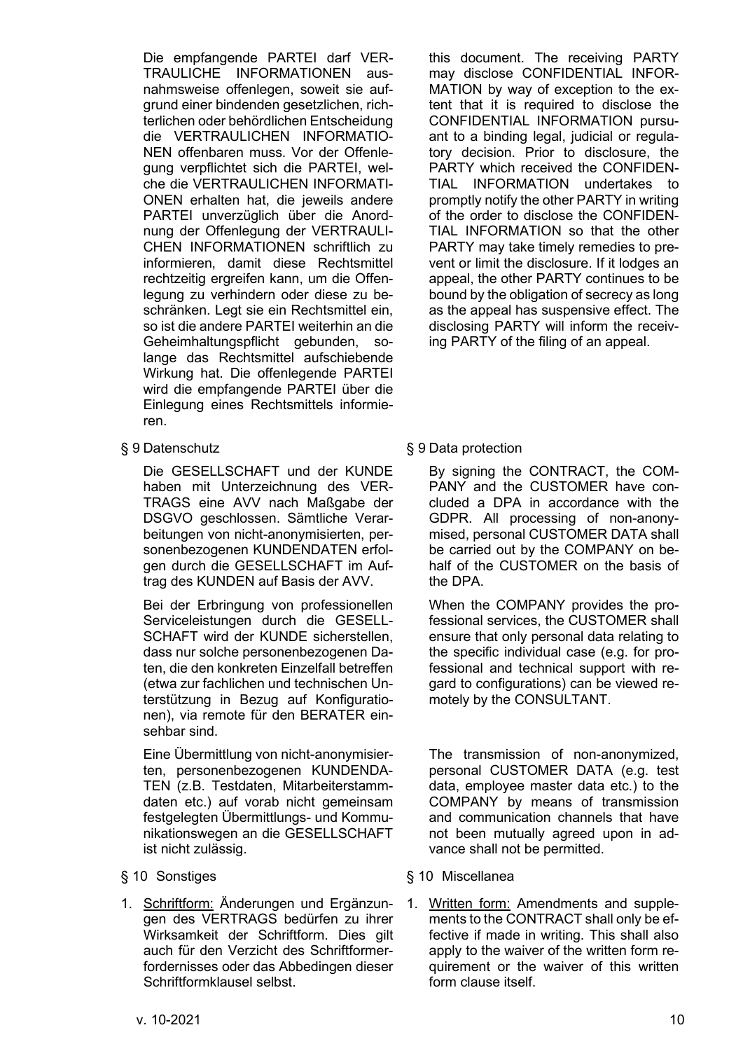Die empfangende PARTEI darf VERTRAULICHE INFORMATIONEN ausnahmsweise offenlegen, soweit sie aufgrund einer bindenden gesetzlichen, richterlichen oder behördlichen Entscheidung die VERTRAULICHEN INFORMATIONEN offenbaren muss. Vor der Offenlegung verpflichtet sich die PARTEI, welche die VERTRAULICHEN INFORMATIONEN erhalten hat, die jeweils andere PARTEI unverzüglich über die Anordnung der Offenlegung der VERTRAULICHEN INFORMATIONEN schriftlich zu informieren, damit diese Rechtsmittel rechtzeitig ergreifen kann, um die Offenlegung zu verhindern oder diese zu beschränken. Legt sie ein Rechtsmittel ein, so ist die andere PARTEI weiterhin an die Geheimhaltungspflicht gebunden, solange das Rechtsmittel aufschiebende Wirkung hat. Die offenlegende PARTEI wird die empfangende PARTEI über die Einlegung eines Rechtsmittels informieren.

this document. The receiving PARTY may disclose CONFIDENTIAL INFORMATION by way of exception to the extent that it is required to disclose the CONFIDENTIAL INFORMATION pursuant to a binding legal, judicial or regulatory decision. Prior to disclosure, the PARTY which received the CONFIDENTIAL INFORMATION undertakes to promptly notify the other PARTY in writing of the order to disclose the CONFIDENTIAL INFORMATION so that the other PARTY may take timely remedies to prevent or limit the disclosure. If it lodges an appeal, the other PARTY continues to be bound by the obligation of secrecy as long as the appeal has suspensive effect. The disclosing PARTY will inform the receiving PARTY of the filing of an appeal.

## § 9 Datenschutz

Die GESELLSCHAFT und der KUNDE haben mit Unterzeichnung des VERTRAGS eine AVV nach Maßgabe der DSGVO geschlossen. Sämtliche Verarbeitungen von nicht-anonymisierten, personenbezogenen KUNDENDATEN erfolgen durch die GESELLSCHAFT im Auftrag des KUNDEN auf Basis der AVV.

Bei der Erbringung von professionellen Serviceleistungen durch die GESELLSCHAFT wird der KUNDE sicherstellen, dass nur solche personenbezogenen Daten, die den konkreten Einzelfall betreffen (etwa zur fachlichen und technischen Unterstützung in Bezug auf Konfigurationen), via remote für den BERATER einsehbar sind.

Eine Übermittlung von nicht-anonymisierten, personenbezogenen KUNDENDATEN (z.B. Testdaten, Mitarbeiterstammdaten etc.) auf vorab nicht gemeinsam festgelegten Übermittlungs- und Kommunikationswegen an die GESELLSCHAFT ist nicht zulässig.

## § 9 Data protection

By signing the CONTRACT, the COMPANY and the CUSTOMER have concluded a DPA in accordance with the GDPR. All processing of non-anonymised, personal CUSTOMER DATA shall be carried out by the COMPANY on behalf of the CUSTOMER on the basis of the DPA.

When the COMPANY provides the professional services, the CUSTOMER shall ensure that only personal data relating to the specific individual case (e.g. for professional and technical support with regard to configurations) can be viewed remotely by the CONSULTANT.

The transmission of non-anonymized, personal CUSTOMER DATA (e.g. test data, employee master data etc.) to the COMPANY by means of transmission and communication channels that have not been mutually agreed upon in advance shall not be permitted.

## § 10 Sonstiges

1. Schriftform: Änderungen und Ergänzungen des VERTRAGS bedürfen zu ihrer Wirksamkeit der Schriftform. Dies gilt auch für den Verzicht des Schriftformerfordernisses oder das Abbedingen dieser Schriftformklausel selbst.

## § 10 Miscellanea

1. Written form: Amendments and supplements to the CONTRACT shall only be effective if made in writing. This shall also apply to the waiver of the written form requirement or the waiver of this written form clause itself.

v. 10-2021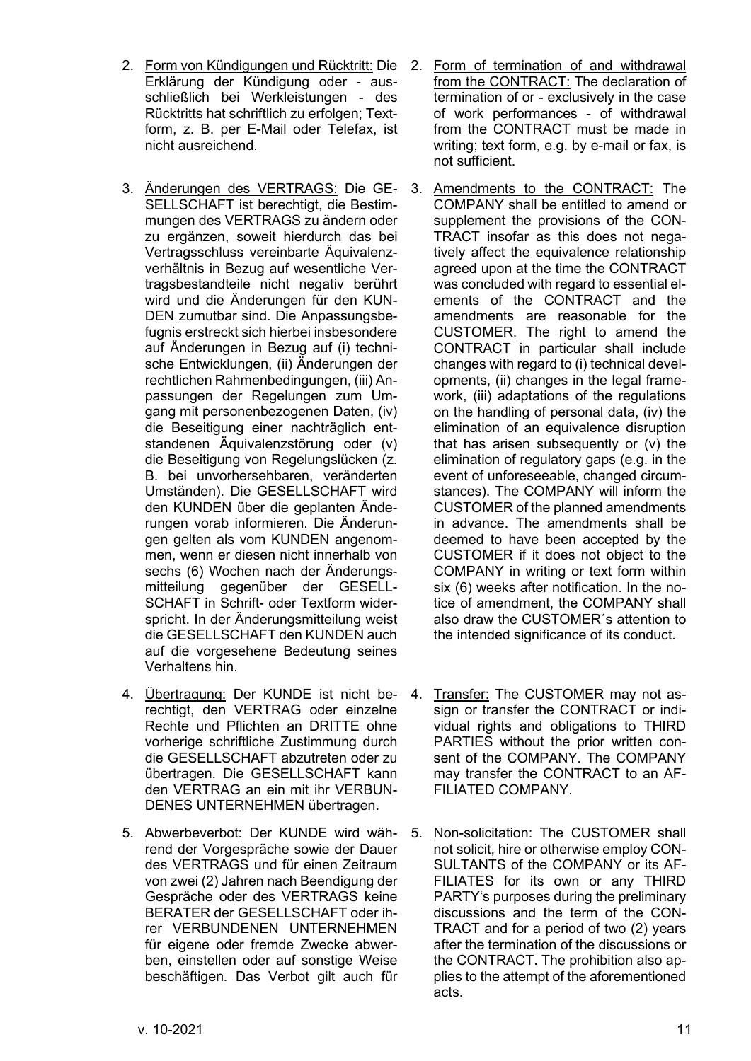2. <u>Form von Kündigungen und Rücktritt:</u> Die Erklärung der Kündigung oder - ausschließlich bei Werkleistungen - des Rücktritts hat schriftlich zu erfolgen; Textform, z. B. per E-Mail oder Telefax, ist nicht ausreichend.

3. <u>Änderungen des VERTRAGS:</u> Die GESELLSCHAFT ist berechtigt, die Bestimmungen des VERTRAGS zu ändern oder zu ergänzen, soweit hierdurch das bei Vertragsschluss vereinbarte Äquivalenzverhältnis in Bezug auf wesentliche Vertragsbestandteile nicht negativ berührt wird und die Änderungen für den KUNDEN zumutbar sind. Die Anpassungsbefugnis erstreckt sich hierbei insbesondere auf Änderungen in Bezug auf (i) technische Entwicklungen, (ii) Änderungen der rechtlichen Rahmenbedingungen, (iii) Anpassungen der Regelungen zum Umgang mit personenbezogenen Daten, (iv) die Beseitigung einer nachträglich entstandenen Äquivalenzstörung oder (v) die Beseitigung von Regelungslücken (z. B. bei unvorhersehbaren, veränderten Umständen). Die GESELLSCHAFT wird den KUNDEN über die geplanten Änderungen vorab informieren. Die Änderungen gelten als vom KUNDEN angenommen, wenn er diesen nicht innerhalb von sechs (6) Wochen nach der Änderungsmitteilung gegenüber der GESELLSCHAFT in Schrift- oder Textform widerspricht. In der Änderungsmitteilung weist die GESELLSCHAFT den KUNDEN auch auf die vorgesehene Bedeutung seines Verhaltens hin.

4. <u>Übertragung:</u> Der KUNDE ist nicht berechtigt, den VERTRAG oder einzelne Rechte und Pflichten an DRITTE ohne vorherige schriftliche Zustimmung durch die GESELLSCHAFT abzutreten oder zu übertragen. Die GESELLSCHAFT kann den VERTRAG an ein mit ihr VERBUNDENES UNTERNEHMEN übertragen.

5. <u>Abwerbeverbot:</u> Der KUNDE wird während der Vorgespräche sowie der Dauer des VERTRAGS und für einen Zeitraum von zwei (2) Jahren nach Beendigung der Gespräche oder des VERTRAGS keine BERATER der GESELLSCHAFT oder ihrer VERBUNDENEN UNTERNEHMEN für eigene oder fremde Zwecke abwerben, einstellen oder auf sonstige Weise beschäftigen. Das Verbot gilt auch für

2. <u>Form of termination of and withdrawal from the CONTRACT:</u> The declaration of termination of or - exclusively in the case of work performances - of withdrawal from the CONTRACT must be made in writing; text form, e.g. by e-mail or fax, is not sufficient.

3. <u>Amendments to the CONTRACT:</u> The COMPANY shall be entitled to amend or supplement the provisions of the CONTRACT insofar as this does not negatively affect the equivalence relationship agreed upon at the time the CONTRACT was concluded with regard to essential elements of the CONTRACT and the amendments are reasonable for the CUSTOMER. The right to amend the CONTRACT in particular shall include changes with regard to (i) technical developments, (ii) changes in the legal framework, (iii) adaptations of the regulations on the handling of personal data, (iv) the elimination of an equivalence disruption that has arisen subsequently or (v) the elimination of regulatory gaps (e.g. in the event of unforeseeable, changed circumstances). The COMPANY will inform the CUSTOMER of the planned amendments in advance. The amendments shall be deemed to have been accepted by the CUSTOMER if it does not object to the COMPANY in writing or text form within six (6) weeks after notification. In the notice of amendment, the COMPANY shall also draw the CUSTOMER´s attention to the intended significance of its conduct.

4. <u>Transfer:</u> The CUSTOMER may not assign or transfer the CONTRACT or individual rights and obligations to THIRD PARTIES without the prior written consent of the COMPANY. The COMPANY may transfer the CONTRACT to an AFFILIATED COMPANY.

5. <u>Non-solicitation:</u> The CUSTOMER shall not solicit, hire or otherwise employ CONSULTANTS of the COMPANY or its AFFILIATES for its own or any THIRD PARTY‘s purposes during the preliminary discussions and the term of the CONTRACT and for a period of two (2) years after the termination of the discussions or the CONTRACT. The prohibition also applies to the attempt of the aforementioned acts.

v. 10-2021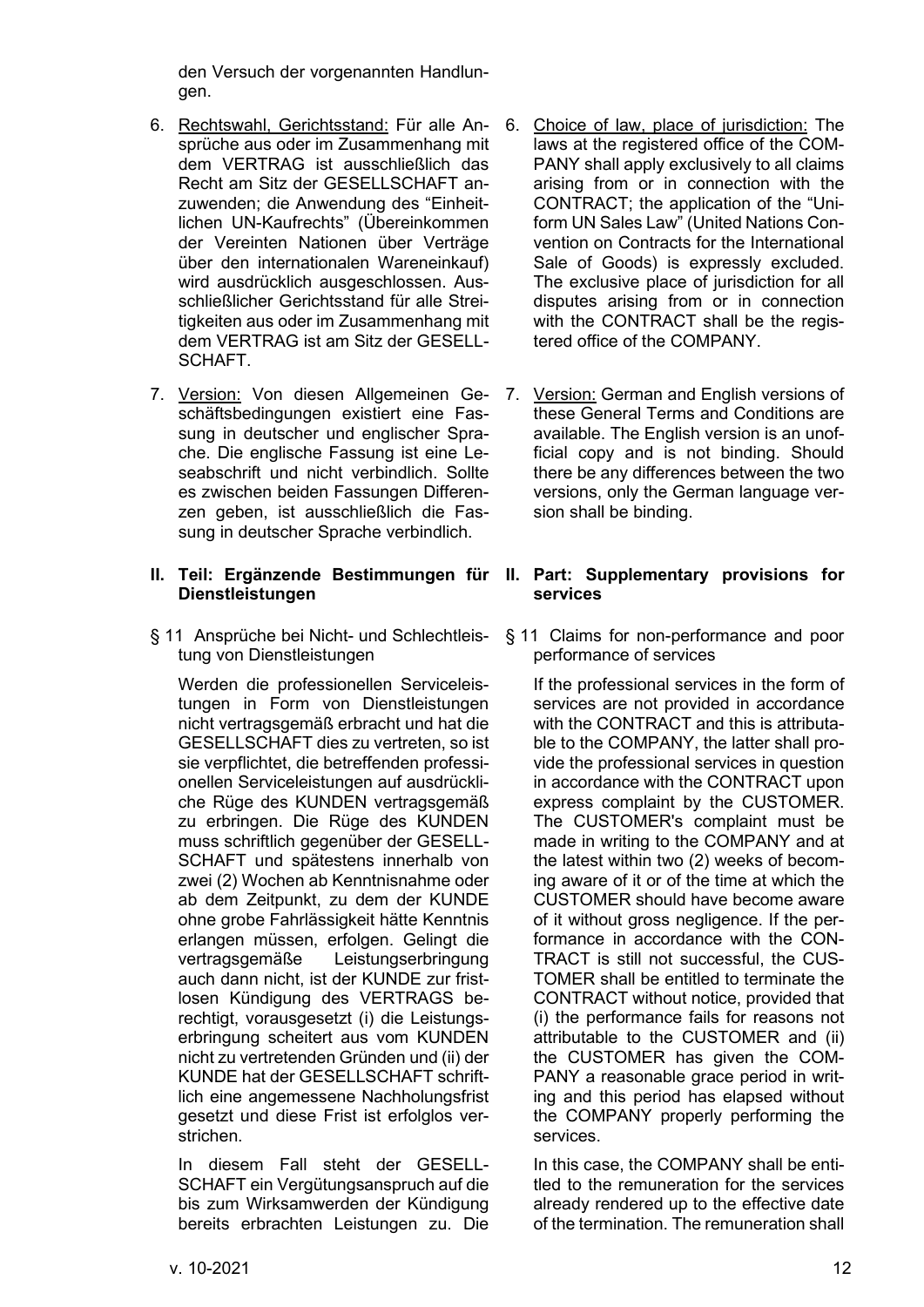den Versuch der vorgenannten Handlungen.

6. Rechtswahl, Gerichtsstand: Für alle Ansprüche aus oder im Zusammenhang mit dem VERTRAG ist ausschließlich das Recht am Sitz der GESELLSCHAFT anzuwenden; die Anwendung des "Einheitlichen UN-Kaufrechts" (Übereinkommen der Vereinten Nationen über Verträge über den internationalen Wareneinkauf) wird ausdrücklich ausgeschlossen. Ausschließlicher Gerichtsstand für alle Streitigkeiten aus oder im Zusammenhang mit dem VERTRAG ist am Sitz der GESELLSCHAFT.

7. Version: Von diesen Allgemeinen Geschäftsbedingungen existiert eine Fassung in deutscher und englischer Sprache. Die englische Fassung ist eine Leseabschrift und nicht verbindlich. Sollte es zwischen beiden Fassungen Differenzen geben, ist ausschließlich die Fassung in deutscher Sprache verbindlich.

## II. Teil: Ergänzende Bestimmungen für Dienstleistungen

§ 11 Ansprüche bei Nicht- und Schlechtleistung von Dienstleistungen

Werden die professionellen Serviceleistungen in Form von Dienstleistungen nicht vertragsgemäß erbracht und hat die GESELLSCHAFT dies zu vertreten, so ist sie verpflichtet, die betreffenden professionellen Serviceleistungen auf ausdrückliche Rüge des KUNDEN vertragsgemäß zu erbringen. Die Rüge des KUNDEN muss schriftlich gegenüber der GESELLSCHAFT und spätestens innerhalb von zwei (2) Wochen ab Kenntnisnahme oder ab dem Zeitpunkt, zu dem der KUNDE ohne grobe Fahrlässigkeit hätte Kenntnis erlangen müssen, erfolgen. Gelingt die vertragsgemäße Leistungserbringung auch dann nicht, ist der KUNDE zur fristlosen Kündigung des VERTRAGS berechtigt, vorausgesetzt (i) die Leistungserbringung scheitert aus vom KUNDEN nicht zu vertretenden Gründen und (ii) der KUNDE hat der GESELLSCHAFT schriftlich eine angemessene Nachholungsfrist gesetzt und diese Frist ist erfolglos verstrichen.

In diesem Fall steht der GESELLSCHAFT ein Vergütungsanspruch auf die bis zum Wirksamwerden der Kündigung bereits erbrachten Leistungen zu. Die

6. Choice of law, place of jurisdiction: The laws at the registered office of the COMPANY shall apply exclusively to all claims arising from or in connection with the CONTRACT; the application of the "Uniform UN Sales Law" (United Nations Convention on Contracts for the International Sale of Goods) is expressly excluded. The exclusive place of jurisdiction for all disputes arising from or in connection with the CONTRACT shall be the registered office of the COMPANY.

7. Version: German and English versions of these General Terms and Conditions are available. The English version is an unofficial copy and is not binding. Should there be any differences between the two versions, only the German language version shall be binding.

## II. Part: Supplementary provisions for services

§ 11 Claims for non-performance and poor performance of services

If the professional services in the form of services are not provided in accordance with the CONTRACT and this is attributable to the COMPANY, the latter shall provide the professional services in question in accordance with the CONTRACT upon express complaint by the CUSTOMER. The CUSTOMER's complaint must be made in writing to the COMPANY and at the latest within two (2) weeks of becoming aware of it or of the time at which the CUSTOMER should have become aware of it without gross negligence. If the performance in accordance with the CONTRACT is still not successful, the CUSTOMER shall be entitled to terminate the CONTRACT without notice, provided that (i) the performance fails for reasons not attributable to the CUSTOMER and (ii) the CUSTOMER has given the COMPANY a reasonable grace period in writing and this period has elapsed without the COMPANY properly performing the services.

In this case, the COMPANY shall be entitled to the remuneration for the services already rendered up to the effective date of the termination. The remuneration shall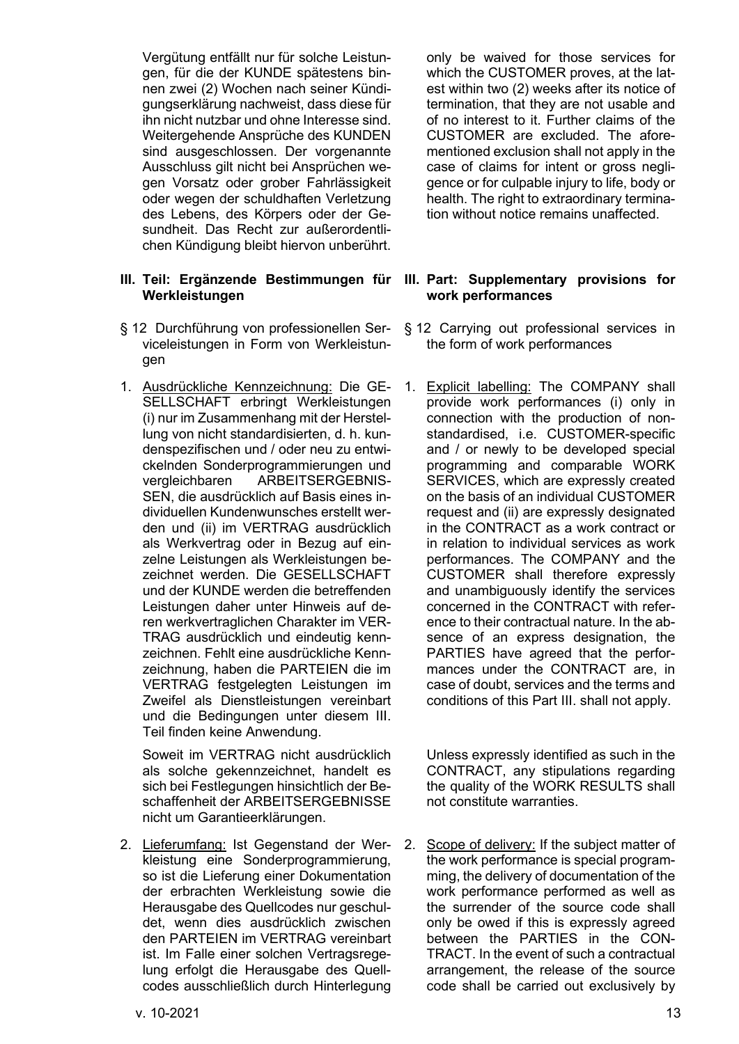Vergütung entfällt nur für solche Leistungen, für die der KUNDE spätestens binnen zwei (2) Wochen nach seiner Kündigungserklärung nachweist, dass diese für ihn nicht nutzbar und ohne Interesse sind. Weitergehende Ansprüche des KUNDEN sind ausgeschlossen. Der vorgenannte Ausschluss gilt nicht bei Ansprüchen wegen Vorsatz oder grober Fahrlässigkeit oder wegen der schuldhaften Verletzung des Lebens, des Körpers oder der Gesundheit. Das Recht zur außerordentlichen Kündigung bleibt hiervon unberührt.

only be waived for those services for which the CUSTOMER proves, at the latest within two (2) weeks after its notice of termination, that they are not usable and of no interest to it. Further claims of the CUSTOMER are excluded. The aforementioned exclusion shall not apply in the case of claims for intent or gross negligence or for culpable injury to life, body or health. The right to extraordinary termination without notice remains unaffected.

## III. Teil: Ergänzende Bestimmungen für Werkleistungen

## III. Part: Supplementary provisions for work performances

§ 12 Durchführung von professionellen Serviceleistungen in Form von Werkleistungen

§ 12 Carrying out professional services in the form of work performances

1. Ausdrückliche Kennzeichnung: Die GESELLSCHAFT erbringt Werkleistungen (i) nur im Zusammenhang mit der Herstellung von nicht standardisierten, d. h. kundenspezifischen und / oder neu zu entwickelnden Sonderprogrammierungen und vergleichbaren ARBEITSERGEBNISSEN, die ausdrücklich auf Basis eines individuellen Kundenwunsches erstellt werden und (ii) im VERTRAG ausdrücklich als Werkvertrag oder in Bezug auf einzelne Leistungen als Werkleistungen bezeichnet werden. Die GESELLSCHAFT und der KUNDE werden die betreffenden Leistungen daher unter Hinweis auf deren werkvertraglichen Charakter im VERTRAG ausdrücklich und eindeutig kennzeichnen. Fehlt eine ausdrückliche Kennzeichnung, haben die PARTEIEN die im VERTRAG festgelegten Leistungen im Zweifel als Dienstleistungen vereinbart und die Bedingungen unter diesem III. Teil finden keine Anwendung.

   Soweit im VERTRAG nicht ausdrücklich als solche gekennzeichnet, handelt es sich bei Festlegungen hinsichtlich der Beschaffenheit der ARBEITSERGEBNISSE nicht um Garantieerklärungen.

1. Explicit labelling: The COMPANY shall provide work performances (i) only in connection with the production of non-standardised, i.e. CUSTOMER-specific and / or newly to be developed special programming and comparable WORK SERVICES, which are expressly created on the basis of an individual CUSTOMER request and (ii) are expressly designated in the CONTRACT as a work contract or in relation to individual services as work performances. The COMPANY and the CUSTOMER shall therefore expressly and unambiguously identify the services concerned in the CONTRACT with reference to their contractual nature. In the absence of an express designation, the PARTIES have agreed that the performances under the CONTRACT are, in case of doubt, services and the terms and conditions of this Part III. shall not apply.

   Unless expressly identified as such in the CONTRACT, any stipulations regarding the quality of the WORK RESULTS shall not constitute warranties.

2. Lieferumfang: Ist Gegenstand der Werkleistung eine Sonderprogrammierung, so ist die Lieferung einer Dokumentation der erbrachten Werkleistung sowie die Herausgabe des Quellcodes nur geschuldet, wenn dies ausdrücklich zwischen den PARTEIEN im VERTRAG vereinbart ist. Im Falle einer solchen Vertragsregelung erfolgt die Herausgabe des Quellcodes ausschließlich durch Hinterlegung

2. Scope of delivery: If the subject matter of the work performance is special programming, the delivery of documentation of the work performance performed as well as the surrender of the source code shall only be owed if this is expressly agreed between the PARTIES in the CONTRACT. In the event of such a contractual arrangement, the release of the source code shall be carried out exclusively by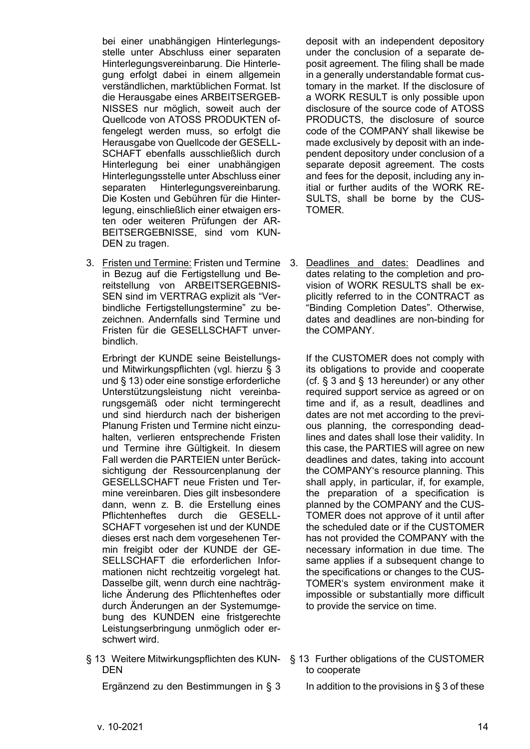bei einer unabhängigen Hinterlegungsstelle unter Abschluss einer separaten Hinterlegungsvereinbarung. Die Hinterlegung erfolgt dabei in einem allgemein verständlichen, marktüblichen Format. Ist die Herausgabe eines ARBEITSERGEBNISSES nur möglich, soweit auch der Quellcode von ATOSS PRODUKTEN offengelegt werden muss, so erfolgt die Herausgabe von Quellcode der GESELLSCHAFT ebenfalls ausschließlich durch Hinterlegung bei einer unabhängigen Hinterlegungsstelle unter Abschluss einer separaten Hinterlegungsvereinbarung. Die Kosten und Gebühren für die Hinterlegung, einschließlich einer etwaigen ersten oder weiteren Prüfungen der ARBEITSERGEBNISSE, sind vom KUNDEN zu tragen.

3. Fristen und Termine: Fristen und Termine in Bezug auf die Fertigstellung und Bereitstellung von ARBEITSERGEBNISSEN sind im VERTRAG explizit als "Verbindliche Fertigstellungstermine" zu bezeichnen. Andernfalls sind Termine und Fristen für die GESELLSCHAFT unverbindlich.

   Erbringt der KUNDE seine Beistellungs- und Mitwirkungspflichten (vgl. hierzu § 3 und § 13) oder eine sonstige erforderliche Unterstützungsleistung nicht vereinbarungsgemäß oder nicht termingerecht und sind hierdurch nach der bisherigen Planung Fristen und Termine nicht einzuhalten, verlieren entsprechende Fristen und Termine ihre Gültigkeit. In diesem Fall werden die PARTEIEN unter Berücksichtigung der Ressourcenplanung der GESELLSCHAFT neue Fristen und Termine vereinbaren. Dies gilt insbesondere dann, wenn z. B. die Erstellung eines Pflichtenheftes durch die GESELLSCHAFT vorgesehen ist und der KUNDE dieses erst nach dem vorgesehenen Termin freigibt oder der KUNDE der GESELLSCHAFT die erforderlichen Informationen nicht rechtzeitig vorgelegt hat. Dasselbe gilt, wenn durch eine nachträgliche Änderung des Pflichtenheftes oder durch Änderungen an der Systemumgebung des KUNDEN eine fristgerechte Leistungserbringung unmöglich oder erschwert wird.

§ 13 Weitere Mitwirkungspflichten des KUNDEN

Ergänzend zu den Bestimmungen in § 3

deposit with an independent depository under the conclusion of a separate deposit agreement. The filing shall be made in a generally understandable format customary in the market. If the disclosure of a WORK RESULT is only possible upon disclosure of the source code of ATOSS PRODUCTS, the disclosure of source code of the COMPANY shall likewise be made exclusively by deposit with an independent depository under conclusion of a separate deposit agreement. The costs and fees for the deposit, including any initial or further audits of the WORK RESULTS, shall be borne by the CUSTOMER.

3. Deadlines and dates: Deadlines and dates relating to the completion and provision of WORK RESULTS shall be explicitly referred to in the CONTRACT as "Binding Completion Dates". Otherwise, dates and deadlines are non-binding for the COMPANY.

   If the CUSTOMER does not comply with its obligations to provide and cooperate (cf. § 3 and § 13 hereunder) or any other required support service as agreed or on time and if, as a result, deadlines and dates are not met according to the previous planning, the corresponding deadlines and dates shall lose their validity. In this case, the PARTIES will agree on new deadlines and dates, taking into account the COMPANY's resource planning. This shall apply, in particular, if, for example, the preparation of a specification is planned by the COMPANY and the CUSTOMER does not approve of it until after the scheduled date or if the CUSTOMER has not provided the COMPANY with the necessary information in due time. The same applies if a subsequent change to the specifications or changes to the CUSTOMER's system environment make it impossible or substantially more difficult to provide the service on time.

§ 13 Further obligations of the CUSTOMER to cooperate

In addition to the provisions in § 3 of these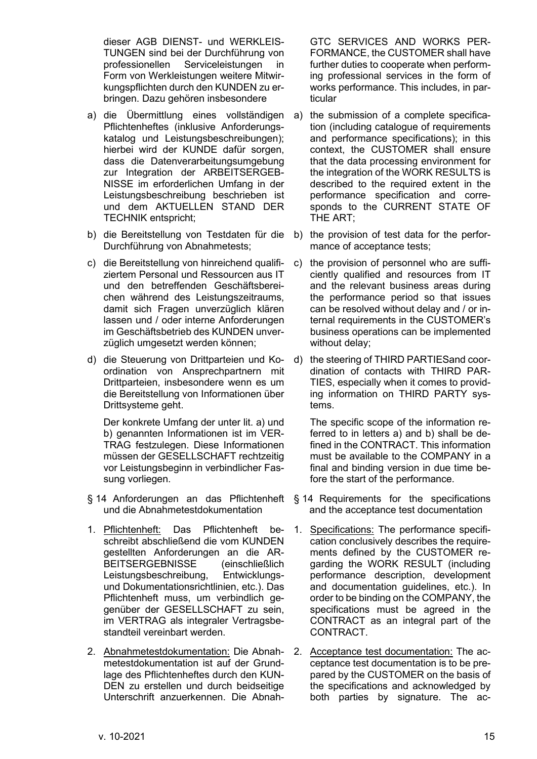dieser AGB DIENST- und WERKLEISTUNGEN sind bei der Durchführung von professionellen Serviceleistungen in Form von Werkleistungen weitere Mitwirkungspflichten durch den KUNDEN zu erbringen. Dazu gehören insbesondere

a) die Übermittlung eines vollständigen Pflichtenheftes (inklusive Anforderungskatalog und Leistungsbeschreibungen); hierbei wird der KUNDE dafür sorgen, dass die Datenverarbeitungsumgebung zur Integration der ARBEITSERGEBNISSE im erforderlichen Umfang in der Leistungsbeschreibung beschrieben ist und dem AKTUELLEN STAND DER TECHNIK entspricht;

b) die Bereitstellung von Testdaten für die Durchführung von Abnahmetests;

c) die Bereitstellung von hinreichend qualifiziertem Personal und Ressourcen aus IT und den betreffenden Geschäftsbereichen während des Leistungszeitraums, damit sich Fragen unverzüglich klären lassen und / oder interne Anforderungen im Geschäftsbetrieb des KUNDEN unverzüglich umgesetzt werden können;

d) die Steuerung von Drittparteien und Koordination von Ansprechpartnern mit Drittparteien, insbesondere wenn es um die Bereitstellung von Informationen über Drittsysteme geht.

Der konkrete Umfang der unter lit. a) und b) genannten Informationen ist im VERTRAG festzulegen. Diese Informationen müssen der GESELLSCHAFT rechtzeitig vor Leistungsbeginn in verbindlicher Fassung vorliegen.

§ 14 Anforderungen an das Pflichtenheft und die Abnahmetestdokumentation

1. Pflichtenheft: Das Pflichtenheft beschreibt abschließend die vom KUNDEN gestellten Anforderungen an die ARBEITSERGEBNISSE (einschließlich Leistungsbeschreibung, Entwicklungs- und Dokumentationsrichtlinien, etc.). Das Pflichtenheft muss, um verbindlich gegenüber der GESELLSCHAFT zu sein, im VERTRAG als integraler Vertragsbestandteil vereinbart werden.

2. Abnahmetestdokumentation: Die Abnahmetestdokumentation ist auf der Grundlage des Pflichtenheftes durch den KUNDEN zu erstellen und durch beidseitige Unterschrift anzuerkennen. Die Abnah-

GTC SERVICES AND WORKS PERFORMANCE, the CUSTOMER shall have further duties to cooperate when performing professional services in the form of works performance. This includes, in particular

a) the submission of a complete specification (including catalogue of requirements and performance specifications); in this context, the CUSTOMER shall ensure that the data processing environment for the integration of the WORK RESULTS is described to the required extent in the performance specification and corresponds to the CURRENT STATE OF THE ART;

b) the provision of test data for the performance of acceptance tests;

c) the provision of personnel who are sufficiently qualified and resources from IT and the relevant business areas during the performance period so that issues can be resolved without delay and / or internal requirements in the CUSTOMER's business operations can be implemented without delay;

d) the steering of THIRD PARTIESand coordination of contacts with THIRD PARTIES, especially when it comes to providing information on THIRD PARTY systems.

The specific scope of the information referred to in letters a) and b) shall be defined in the CONTRACT. This information must be available to the COMPANY in a final and binding version in due time before the start of the performance.

§ 14 Requirements for the specifications and the acceptance test documentation

1. Specifications: The performance specification conclusively describes the requirements defined by the CUSTOMER regarding the WORK RESULT (including performance description, development and documentation guidelines, etc.). In order to be binding on the COMPANY, the specifications must be agreed in the CONTRACT as an integral part of the CONTRACT.

2. Acceptance test documentation: The acceptance test documentation is to be prepared by the CUSTOMER on the basis of the specifications and acknowledged by both parties by signature. The ac-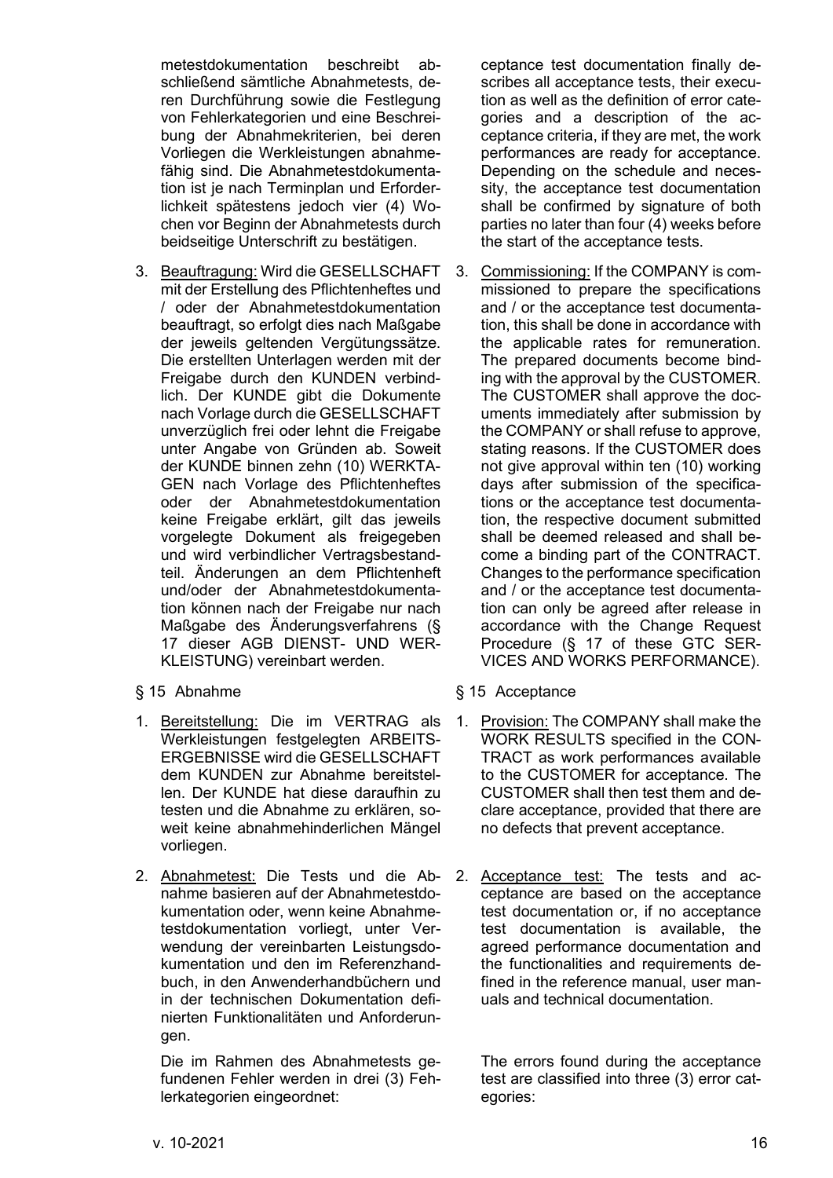metestdokumentation beschreibt abschließend sämtliche Abnahmetests, deren Durchführung sowie die Festlegung von Fehlerkategorien und eine Beschreibung der Abnahmekriterien, bei deren Vorliegen die Werkleistungen abnahmefähig sind. Die Abnahmetestdokumentation ist je nach Terminplan und Erforderlichkeit spätestens jedoch vier (4) Wochen vor Beginn der Abnahmetests durch beidseitige Unterschrift zu bestätigen.

3. Beauftragung: Wird die GESELLSCHAFT mit der Erstellung des Pflichtenheftes und / oder der Abnahmetestdokumentation beauftragt, so erfolgt dies nach Maßgabe der jeweils geltenden Vergütungssätze. Die erstellten Unterlagen werden mit der Freigabe durch den KUNDEN verbindlich. Der KUNDE gibt die Dokumente nach Vorlage durch die GESELLSCHAFT unverzüglich frei oder lehnt die Freigabe unter Angabe von Gründen ab. Soweit der KUNDE binnen zehn (10) WERKTAGEN nach Vorlage des Pflichtenheftes oder der Abnahmetestdokumentation keine Freigabe erklärt, gilt das jeweils vorgelegte Dokument als freigegeben und wird verbindlicher Vertragsbestandteil. Änderungen an dem Pflichtenheft und/oder der Abnahmetestdokumentation können nach der Freigabe nur nach Maßgabe des Änderungsverfahrens (§ 17 dieser AGB DIENST- UND WERKLEISTUNG) vereinbart werden.

§ 15 Abnahme

1. Bereitstellung: Die im VERTRAG als Werkleistungen festgelegten ARBEITSERGEBNISSE wird die GESELLSCHAFT dem KUNDEN zur Abnahme bereitstellen. Der KUNDE hat diese daraufhin zu testen und die Abnahme zu erklären, soweit keine abnahmehinderlichen Mängel vorliegen.

2. Abnahmetest: Die Tests und die Abnahme basieren auf der Abnahmetestdokumentation oder, wenn keine Abnahmetestdokumentation vorliegt, unter Verwendung der vereinbarten Leistungsdokumentation und den im Referenzhandbuch, in den Anwenderhandbüchern und in der technischen Dokumentation definierten Funktionalitäten und Anforderungen.

   Die im Rahmen des Abnahmetests gefundenen Fehler werden in drei (3) Fehlerkategorien eingeordnet:

ceptance test documentation finally describes all acceptance tests, their execution as well as the definition of error categories and a description of the acceptance criteria, if they are met, the work performances are ready for acceptance. Depending on the schedule and necessity, the acceptance test documentation shall be confirmed by signature of both parties no later than four (4) weeks before the start of the acceptance tests.

3. Commissioning: If the COMPANY is commissioned to prepare the specifications and / or the acceptance test documentation, this shall be done in accordance with the applicable rates for remuneration. The prepared documents become binding with the approval by the CUSTOMER. The CUSTOMER shall approve the documents immediately after submission by the COMPANY or shall refuse to approve, stating reasons. If the CUSTOMER does not give approval within ten (10) working days after submission of the specifications or the acceptance test documentation, the respective document submitted shall be deemed released and shall become a binding part of the CONTRACT. Changes to the performance specification and / or the acceptance test documentation can only be agreed after release in accordance with the Change Request Procedure (§ 17 of these GTC SERVICES AND WORKS PERFORMANCE).

§ 15 Acceptance

1. Provision: The COMPANY shall make the WORK RESULTS specified in the CONTRACT as work performances available to the CUSTOMER for acceptance. The CUSTOMER shall then test them and declare acceptance, provided that there are no defects that prevent acceptance.

2. Acceptance test: The tests and acceptance are based on the acceptance test documentation or, if no acceptance test documentation is available, the agreed performance documentation and the functionalities and requirements defined in the reference manual, user manuals and technical documentation.

   The errors found during the acceptance test are classified into three (3) error categories: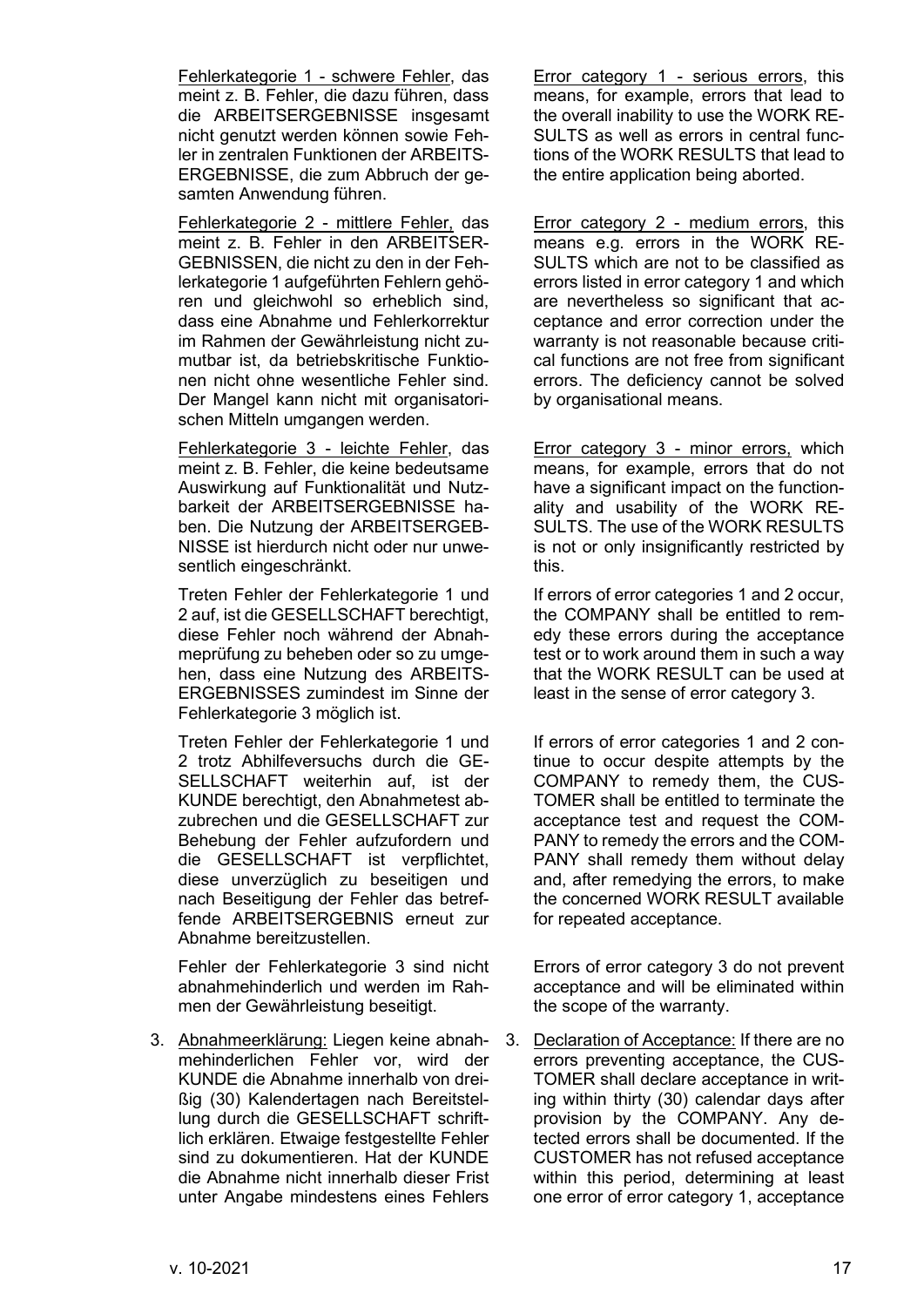<u>Fehlerkategorie 1 - schwere Fehler</u>, das meint z. B. Fehler, die dazu führen, dass die ARBEITSERGEBNISSE insgesamt nicht genutzt werden können sowie Fehler in zentralen Funktionen der ARBEITSERGEBNISSE, die zum Abbruch der gesamten Anwendung führen.

<u>Fehlerkategorie 2 - mittlere Fehler,</u> das meint z. B. Fehler in den ARBEITSERGEBNISSEN, die nicht zu den in der Fehlerkategorie 1 aufgeführten Fehlern gehören und gleichwohl so erheblich sind, dass eine Abnahme und Fehlerkorrektur im Rahmen der Gewährleistung nicht zumutbar ist, da betriebskritische Funktionen nicht ohne wesentliche Fehler sind. Der Mangel kann nicht mit organisatorischen Mitteln umgangen werden.

<u>Fehlerkategorie 3 - leichte Fehler</u>, das meint z. B. Fehler, die keine bedeutsame Auswirkung auf Funktionalität und Nutzbarkeit der ARBEITSERGEBNISSE haben. Die Nutzung der ARBEITSERGEBNISSE ist hierdurch nicht oder nur unwesentlich eingeschränkt.

Treten Fehler der Fehlerkategorie 1 und 2 auf, ist die GESELLSCHAFT berechtigt, diese Fehler noch während der Abnahmeprüfung zu beheben oder so zu umgehen, dass eine Nutzung des ARBEITSERGEBNISSES zumindest im Sinne der Fehlerkategorie 3 möglich ist.

Treten Fehler der Fehlerkategorie 1 und 2 trotz Abhilfeversuchs durch die GESELLSCHAFT weiterhin auf, ist der KUNDE berechtigt, den Abnahmetest abzubrechen und die GESELLSCHAFT zur Behebung der Fehler aufzufordern und die GESELLSCHAFT ist verpflichtet, diese unverzüglich zu beseitigen und nach Beseitigung der Fehler das betreffende ARBEITSERGEBNIS erneut zur Abnahme bereitzustellen.

Fehler der Fehlerkategorie 3 sind nicht abnahmehinderlich und werden im Rahmen der Gewährleistung beseitigt.

3. <u>Abnahmeerklärung:</u> Liegen keine abnahmehinderlichen Fehler vor, wird der KUNDE die Abnahme innerhalb von dreißig (30) Kalendertagen nach Bereitstellung durch die GESELLSCHAFT schriftlich erklären. Etwaige festgestellte Fehler sind zu dokumentieren. Hat der KUNDE die Abnahme nicht innerhalb dieser Frist unter Angabe mindestens eines Fehlers

<u>Error category 1 - serious errors</u>, this means, for example, errors that lead to the overall inability to use the WORK RESULTS as well as errors in central functions of the WORK RESULTS that lead to the entire application being aborted.

<u>Error category 2 - medium errors</u>, this means e.g. errors in the WORK RESULTS which are not to be classified as errors listed in error category 1 and which are nevertheless so significant that acceptance and error correction under the warranty is not reasonable because critical functions are not free from significant errors. The deficiency cannot be solved by organisational means.

<u>Error category 3 - minor errors,</u> which means, for example, errors that do not have a significant impact on the functionality and usability of the WORK RESULTS. The use of the WORK RESULTS is not or only insignificantly restricted by this.

If errors of error categories 1 and 2 occur, the COMPANY shall be entitled to remedy these errors during the acceptance test or to work around them in such a way that the WORK RESULT can be used at least in the sense of error category 3.

If errors of error categories 1 and 2 continue to occur despite attempts by the COMPANY to remedy them, the CUSTOMER shall be entitled to terminate the acceptance test and request the COMPANY to remedy the errors and the COMPANY shall remedy them without delay and, after remedying the errors, to make the concerned WORK RESULT available for repeated acceptance.

Errors of error category 3 do not prevent acceptance and will be eliminated within the scope of the warranty.

3. <u>Declaration of Acceptance:</u> If there are no errors preventing acceptance, the CUSTOMER shall declare acceptance in writing within thirty (30) calendar days after provision by the COMPANY. Any detected errors shall be documented. If the CUSTOMER has not refused acceptance within this period, determining at least one error of error category 1, acceptance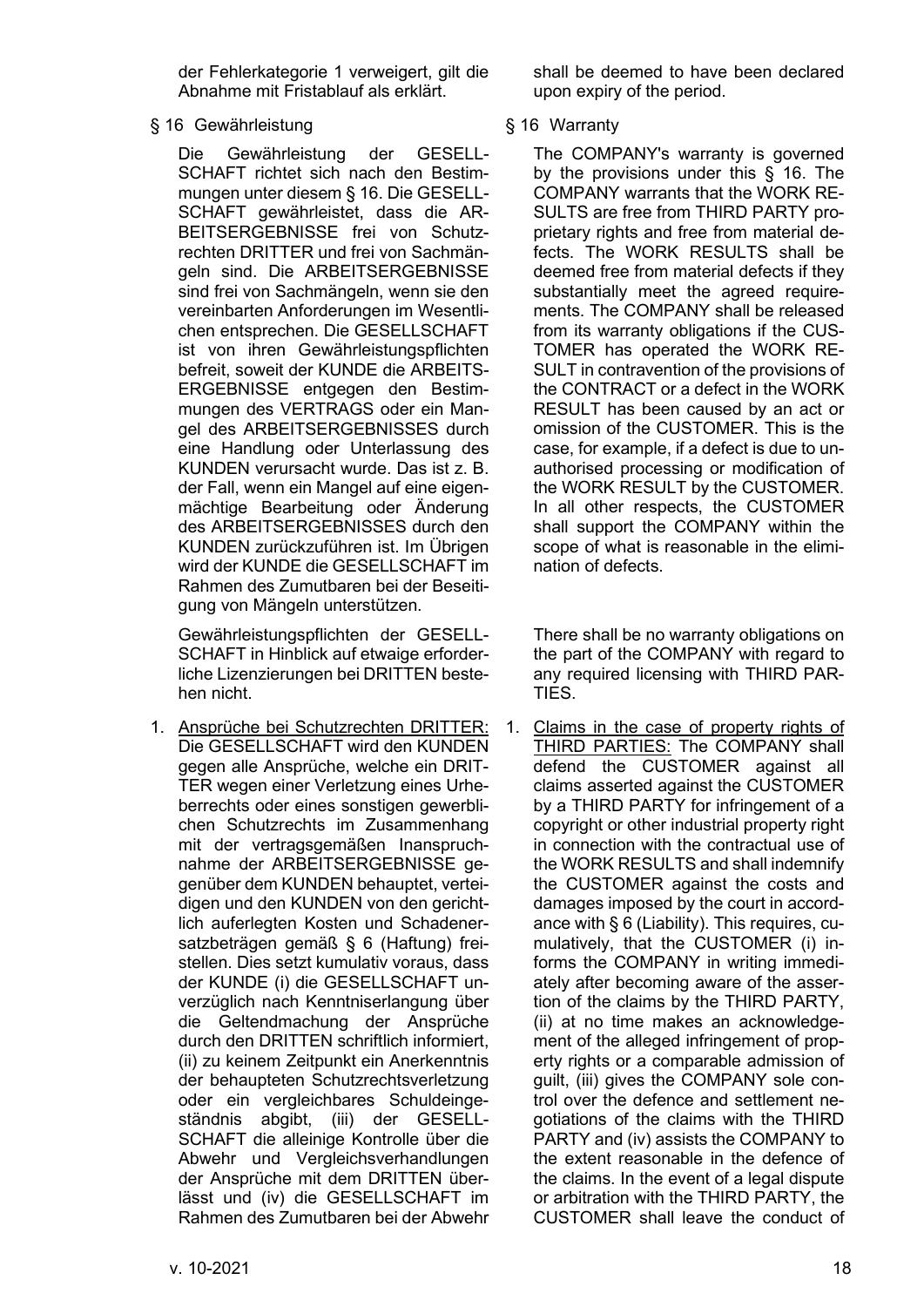der Fehlerkategorie 1 verweigert, gilt die Abnahme mit Fristablauf als erklärt.

shall be deemed to have been declared upon expiry of the period.

## § 16 Gewährleistung

Die Gewährleistung der GESELLSCHAFT richtet sich nach den Bestimmungen unter diesem § 16. Die GESELLSCHAFT gewährleistet, dass die ARBEITSERGEBNISSE frei von Schutzrechten DRITTER und frei von Sachmängeln sind. Die ARBEITSERGEBNISSE sind frei von Sachmängeln, wenn sie den vereinbarten Anforderungen im Wesentlichen entsprechen. Die GESELLSCHAFT ist von ihren Gewährleistungspflichten befreit, soweit der KUNDE die ARBEITSERGEBNISSE entgegen den Bestimmungen des VERTRAGS oder ein Mangel des ARBEITSERGEBNISSES durch eine Handlung oder Unterlassung des KUNDEN verursacht wurde. Das ist z. B. der Fall, wenn ein Mangel auf eine eigenmächtige Bearbeitung oder Änderung des ARBEITSERGEBNISSES durch den KUNDEN zurückzuführen ist. Im Übrigen wird der KUNDE die GESELLSCHAFT im Rahmen des Zumutbaren bei der Beseitigung von Mängeln unterstützen.

Gewährleistungspflichten der GESELLSCHAFT in Hinblick auf etwaige erforderliche Lizenzierungen bei DRITTEN bestehen nicht.

1. <u>Ansprüche bei Schutzrechten DRITTER:</u> Die GESELLSCHAFT wird den KUNDEN gegen alle Ansprüche, welche ein DRITTER wegen einer Verletzung eines Urheberrechts oder eines sonstigen gewerblichen Schutzrechts im Zusammenhang mit der vertragsgemäßen Inanspruchnahme der ARBEITSERGEBNISSE gegenüber dem KUNDEN behauptet, verteidigen und den KUNDEN von den gerichtlich auferlegten Kosten und Schadenersatzbeträgen gemäß § 6 (Haftung) freistellen. Dies setzt kumulativ voraus, dass der KUNDE (i) die GESELLSCHAFT unverzüglich nach Kenntniserlangung über die Geltendmachung der Ansprüche durch den DRITTEN schriftlich informiert, (ii) zu keinem Zeitpunkt ein Anerkenntnis der behaupteten Schutzrechtsverletzung oder ein vergleichbares Schuldeingeständnis abgibt, (iii) der GESELLSCHAFT die alleinige Kontrolle über die Abwehr und Vergleichsverhandlungen der Ansprüche mit dem DRITTEN überlässt und (iv) die GESELLSCHAFT im Rahmen des Zumutbaren bei der Abwehr

## § 16 Warranty

The COMPANY's warranty is governed by the provisions under this § 16. The COMPANY warrants that the WORK RESULTS are free from THIRD PARTY proprietary rights and free from material defects. The WORK RESULTS shall be deemed free from material defects if they substantially meet the agreed requirements. The COMPANY shall be released from its warranty obligations if the CUSTOMER has operated the WORK RESULT in contravention of the provisions of the CONTRACT or a defect in the WORK RESULT has been caused by an act or omission of the CUSTOMER. This is the case, for example, if a defect is due to unauthorised processing or modification of the WORK RESULT by the CUSTOMER. In all other respects, the CUSTOMER shall support the COMPANY within the scope of what is reasonable in the elimination of defects.

There shall be no warranty obligations on the part of the COMPANY with regard to any required licensing with THIRD PARTIES.

1. <u>Claims in the case of property rights of THIRD PARTIES:</u> The COMPANY shall defend the CUSTOMER against all claims asserted against the CUSTOMER by a THIRD PARTY for infringement of a copyright or other industrial property right in connection with the contractual use of the WORK RESULTS and shall indemnify the CUSTOMER against the costs and damages imposed by the court in accordance with § 6 (Liability). This requires, cumulatively, that the CUSTOMER (i) informs the COMPANY in writing immediately after becoming aware of the assertion of the claims by the THIRD PARTY, (ii) at no time makes an acknowledgement of the alleged infringement of property rights or a comparable admission of guilt, (iii) gives the COMPANY sole control over the defence and settlement negotiations of the claims with the THIRD PARTY and (iv) assists the COMPANY to the extent reasonable in the defence of the claims. In the event of a legal dispute or arbitration with the THIRD PARTY, the CUSTOMER shall leave the conduct of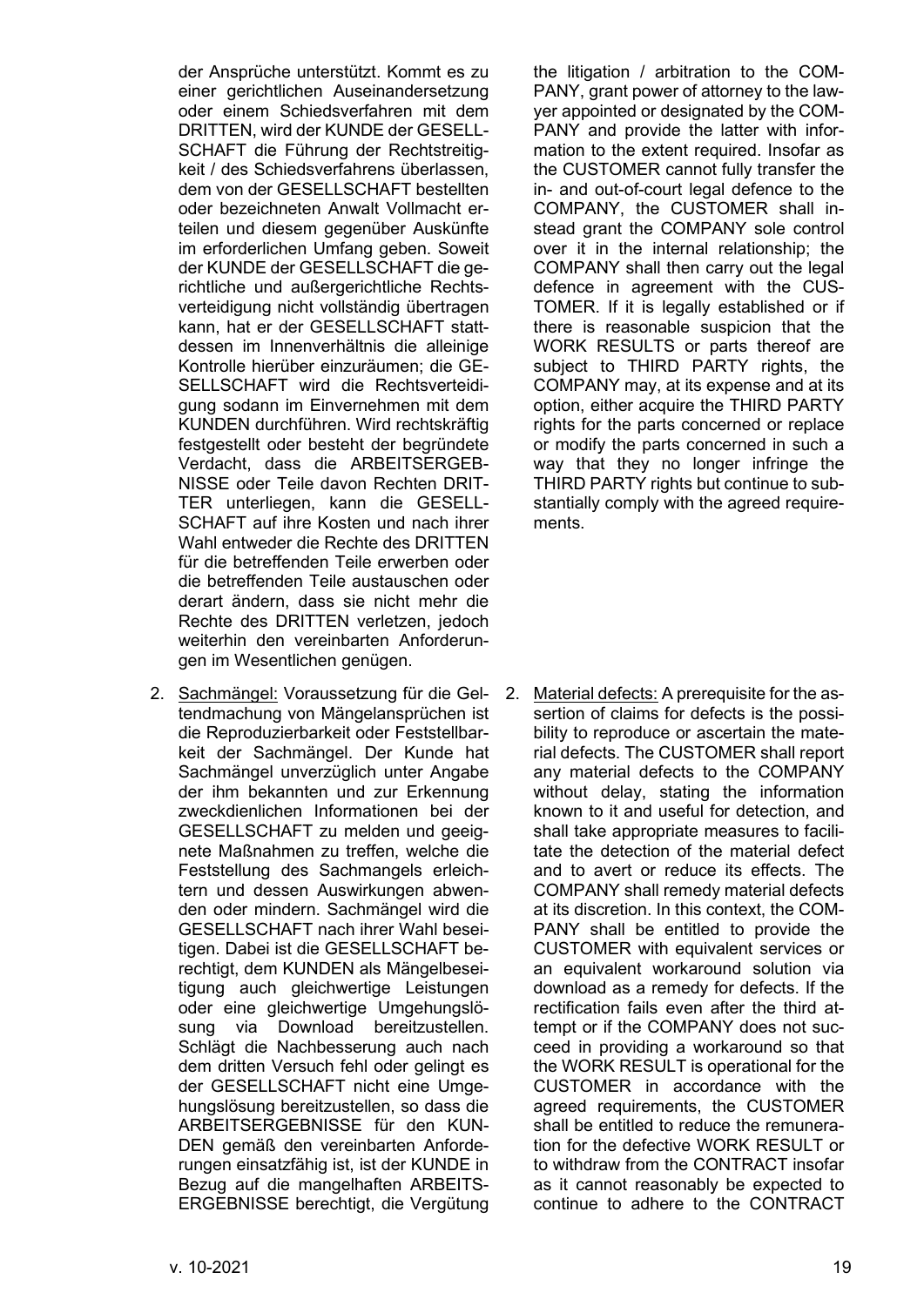der Ansprüche unterstützt. Kommt es zu einer gerichtlichen Auseinandersetzung oder einem Schiedsverfahren mit dem DRITTEN, wird der KUNDE der GESELLSCHAFT die Führung der Rechtstreitigkeit / des Schiedsverfahrens überlassen, dem von der GESELLSCHAFT bestellten oder bezeichneten Anwalt Vollmacht erteilen und diesem gegenüber Auskünfte im erforderlichen Umfang geben. Soweit der KUNDE der GESELLSCHAFT die gerichtliche und außergerichtliche Rechtsverteidigung nicht vollständig übertragen kann, hat er der GESELLSCHAFT stattdessen im Innenverhältnis die alleinige Kontrolle hierüber einzuräumen; die GESELLSCHAFT wird die Rechtsverteidigung sodann im Einvernehmen mit dem KUNDEN durchführen. Wird rechtskräftig festgestellt oder besteht der begründete Verdacht, dass die ARBEITSERGEBNISSE oder Teile davon Rechten DRITTER unterliegen, kann die GESELLSCHAFT auf ihre Kosten und nach ihrer Wahl entweder die Rechte des DRITTEN für die betreffenden Teile erwerben oder die betreffenden Teile austauschen oder derart ändern, dass sie nicht mehr die Rechte des DRITTEN verletzen, jedoch weiterhin den vereinbarten Anforderungen im Wesentlichen genügen.

the litigation / arbitration to the COMPANY, grant power of attorney to the lawyer appointed or designated by the COMPANY and provide the latter with information to the extent required. Insofar as the CUSTOMER cannot fully transfer the in- and out-of-court legal defence to the COMPANY, the CUSTOMER shall instead grant the COMPANY sole control over it in the internal relationship; the COMPANY shall then carry out the legal defence in agreement with the CUSTOMER. If it is legally established or if there is reasonable suspicion that the WORK RESULTS or parts thereof are subject to THIRD PARTY rights, the COMPANY may, at its expense and at its option, either acquire the THIRD PARTY rights for the parts concerned or replace or modify the parts concerned in such a way that they no longer infringe the THIRD PARTY rights but continue to substantially comply with the agreed requirements.

2. Sachmängel: Voraussetzung für die Geltendmachung von Mängelansprüchen ist die Reproduzierbarkeit oder Feststellbarkeit der Sachmängel. Der Kunde hat Sachmängel unverzüglich unter Angabe der ihm bekannten und zur Erkennung zweckdienlichen Informationen bei der GESELLSCHAFT zu melden und geeignete Maßnahmen zu treffen, welche die Feststellung des Sachmangels erleichtern und dessen Auswirkungen abwenden oder mindern. Sachmängel wird die GESELLSCHAFT nach ihrer Wahl beseitigen. Dabei ist die GESELLSCHAFT berechtigt, dem KUNDEN als Mängelbeseitigung auch gleichwertige Leistungen oder eine gleichwertige Umgehungslösung via Download bereitzustellen. Schlägt die Nachbesserung auch nach dem dritten Versuch fehl oder gelingt es der GESELLSCHAFT nicht eine Umgehungslösung bereitzustellen, so dass die ARBEITSERGEBNISSE für den KUNDEN gemäß den vereinbarten Anforderungen einsatzfähig ist, ist der KUNDE in Bezug auf die mangelhaften ARBEITSERGEBNISSE berechtigt, die Vergütung

2. Material defects: A prerequisite for the assertion of claims for defects is the possibility to reproduce or ascertain the material defects. The CUSTOMER shall report any material defects to the COMPANY without delay, stating the information known to it and useful for detection, and shall take appropriate measures to facilitate the detection of the material defect and to avert or reduce its effects. The COMPANY shall remedy material defects at its discretion. In this context, the COMPANY shall be entitled to provide the CUSTOMER with equivalent services or an equivalent workaround solution via download as a remedy for defects. If the rectification fails even after the third attempt or if the COMPANY does not succeed in providing a workaround so that the WORK RESULT is operational for the CUSTOMER in accordance with the agreed requirements, the CUSTOMER shall be entitled to reduce the remuneration for the defective WORK RESULT or to withdraw from the CONTRACT insofar as it cannot reasonably be expected to continue to adhere to the CONTRACT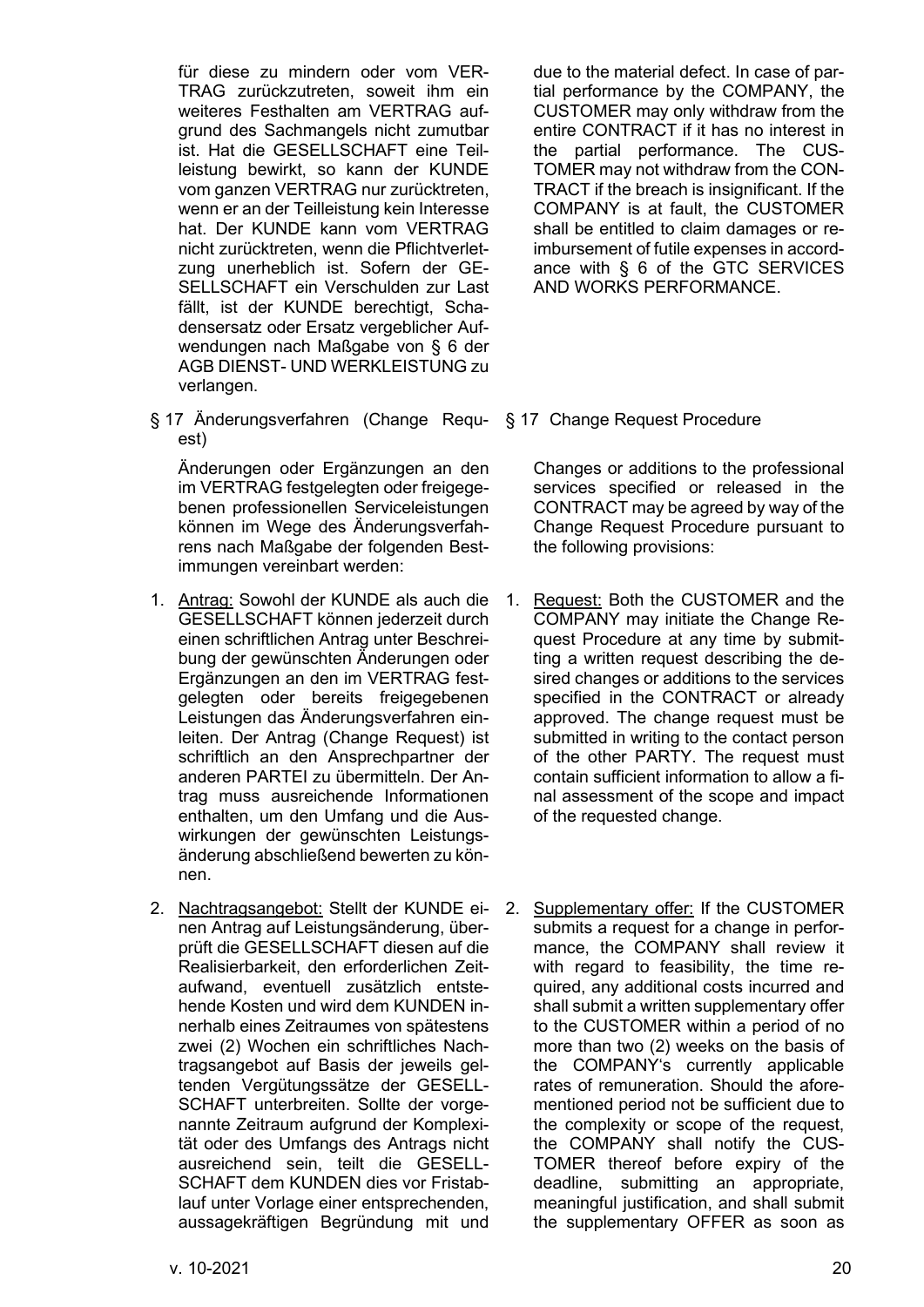für diese zu mindern oder vom VERTRAG zurückzutreten, soweit ihm ein weiteres Festhalten am VERTRAG aufgrund des Sachmangels nicht zumutbar ist. Hat die GESELLSCHAFT eine Teilleistung bewirkt, so kann der KUNDE vom ganzen VERTRAG nur zurücktreten, wenn er an der Teilleistung kein Interesse hat. Der KUNDE kann vom VERTRAG nicht zurücktreten, wenn die Pflichtverletzung unerheblich ist. Sofern der GESELLSCHAFT ein Verschulden zur Last fällt, ist der KUNDE berechtigt, Schadensersatz oder Ersatz vergeblicher Aufwendungen nach Maßgabe von § 6 der AGB DIENST- UND WERKLEISTUNG zu verlangen.

due to the material defect. In case of partial performance by the COMPANY, the CUSTOMER may only withdraw from the entire CONTRACT if it has no interest in the partial performance. The CUSTOMER may not withdraw from the CONTRACT if the breach is insignificant. If the COMPANY is at fault, the CUSTOMER shall be entitled to claim damages or reimbursement of futile expenses in accordance with § 6 of the GTC SERVICES AND WORKS PERFORMANCE.

## § 17 Änderungsverfahren (Change Request)

Änderungen oder Ergänzungen an den im VERTRAG festgelegten oder freigegebenen professionellen Serviceleistungen können im Wege des Änderungsverfahrens nach Maßgabe der folgenden Bestimmungen vereinbart werden:

1. Antrag: Sowohl der KUNDE als auch die GESELLSCHAFT können jederzeit durch einen schriftlichen Antrag unter Beschreibung der gewünschten Änderungen oder Ergänzungen an den im VERTRAG festgelegten oder bereits freigegebenen Leistungen das Änderungsverfahren einleiten. Der Antrag (Change Request) ist schriftlich an den Ansprechpartner der anderen PARTEI zu übermitteln. Der Antrag muss ausreichende Informationen enthalten, um den Umfang und die Auswirkungen der gewünschten Leistungsänderung abschließend bewerten zu können.

2. Nachtragsangebot: Stellt der KUNDE einen Antrag auf Leistungsänderung, überprüft die GESELLSCHAFT diesen auf die Realisierbarkeit, den erforderlichen Zeitaufwand, eventuell zusätzlich entstehende Kosten und wird dem KUNDEN innerhalb eines Zeitraumes von spätestens zwei (2) Wochen ein schriftliches Nachtragsangebot auf Basis der jeweils geltenden Vergütungssätze der GESELLSCHAFT unterbreiten. Sollte der vorgenannte Zeitraum aufgrund der Komplexität oder des Umfangs des Antrags nicht ausreichend sein, teilt die GESELLSCHAFT dem KUNDEN dies vor Fristablauf unter Vorlage einer entsprechenden, aussagekräftigen Begründung mit und

## § 17 Change Request Procedure

Changes or additions to the professional services specified or released in the CONTRACT may be agreed by way of the Change Request Procedure pursuant to the following provisions:

1. Request: Both the CUSTOMER and the COMPANY may initiate the Change Request Procedure at any time by submitting a written request describing the desired changes or additions to the services specified in the CONTRACT or already approved. The change request must be submitted in writing to the contact person of the other PARTY. The request must contain sufficient information to allow a final assessment of the scope and impact of the requested change.

2. Supplementary offer: If the CUSTOMER submits a request for a change in performance, the COMPANY shall review it with regard to feasibility, the time required, any additional costs incurred and shall submit a written supplementary offer to the CUSTOMER within a period of no more than two (2) weeks on the basis of the COMPANY's currently applicable rates of remuneration. Should the aforementioned period not be sufficient due to the complexity or scope of the request, the COMPANY shall notify the CUSTOMER thereof before expiry of the deadline, submitting an appropriate, meaningful justification, and shall submit the supplementary OFFER as soon as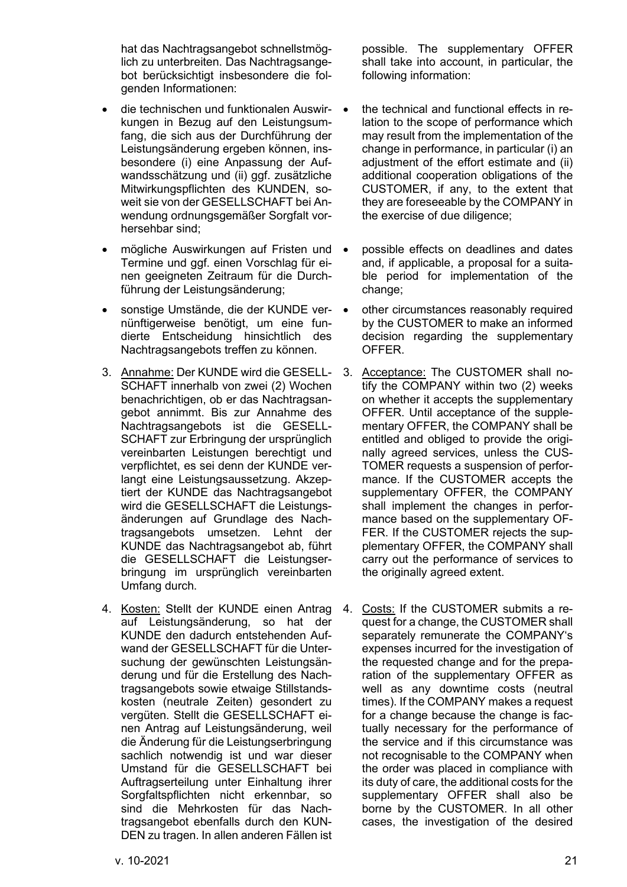hat das Nachtragsangebot schnellstmöglich zu unterbreiten. Das Nachtragsangebot berücksichtigt insbesondere die folgenden Informationen:

- die technischen und funktionalen Auswirkungen in Bezug auf den Leistungsumfang, die sich aus der Durchführung der Leistungsänderung ergeben können, insbesondere (i) eine Anpassung der Aufwandsschätzung und (ii) ggf. zusätzliche Mitwirkungspflichten des KUNDEN, soweit sie von der GESELLSCHAFT bei Anwendung ordnungsgemäßer Sorgfalt vorhersehbar sind;
- mögliche Auswirkungen auf Fristen und Termine und ggf. einen Vorschlag für einen geeigneten Zeitraum für die Durchführung der Leistungsänderung;
- sonstige Umstände, die der KUNDE vernünftigerweise benötigt, um eine fundierte Entscheidung hinsichtlich des Nachtragsangebots treffen zu können.

3. Annahme: Der KUNDE wird die GESELLSCHAFT innerhalb von zwei (2) Wochen benachrichtigen, ob er das Nachtragsangebot annimmt. Bis zur Annahme des Nachtragsangebots ist die GESELLSCHAFT zur Erbringung der ursprünglich vereinbarten Leistungen berechtigt und verpflichtet, es sei denn der KUNDE verlangt eine Leistungsaussetzung. Akzeptiert der KUNDE das Nachtragsangebot wird die GESELLSCHAFT die Leistungsänderungen auf Grundlage des Nachtragsangebots umsetzen. Lehnt der KUNDE das Nachtragsangebot ab, führt die GESELLSCHAFT die Leistungserbringung im ursprünglich vereinbarten Umfang durch.

4. Kosten: Stellt der KUNDE einen Antrag auf Leistungsänderung, so hat der KUNDE den dadurch entstehenden Aufwand der GESELLSCHAFT für die Untersuchung der gewünschten Leistungsänderung und für die Erstellung des Nachtragsangebots sowie etwaige Stillstandskosten (neutrale Zeiten) gesondert zu vergüten. Stellt die GESELLSCHAFT einen Antrag auf Leistungsänderung, weil die Änderung für die Leistungserbringung sachlich notwendig ist und war dieser Umstand für die GESELLSCHAFT bei Auftragserteilung unter Einhaltung ihrer Sorgfaltspflichten nicht erkennbar, so sind die Mehrkosten für das Nachtragsangebot ebenfalls durch den KUNDEN zu tragen. In allen anderen Fällen ist

possible. The supplementary OFFER shall take into account, in particular, the following information:

- the technical and functional effects in relation to the scope of performance which may result from the implementation of the change in performance, in particular (i) an adjustment of the effort estimate and (ii) additional cooperation obligations of the CUSTOMER, if any, to the extent that they are foreseeable by the COMPANY in the exercise of due diligence;
- possible effects on deadlines and dates and, if applicable, a proposal for a suitable period for implementation of the change;
- other circumstances reasonably required by the CUSTOMER to make an informed decision regarding the supplementary OFFER.

3. Acceptance: The CUSTOMER shall notify the COMPANY within two (2) weeks on whether it accepts the supplementary OFFER. Until acceptance of the supplementary OFFER, the COMPANY shall be entitled and obliged to provide the originally agreed services, unless the CUSTOMER requests a suspension of performance. If the CUSTOMER accepts the supplementary OFFER, the COMPANY shall implement the changes in performance based on the supplementary OFFER. If the CUSTOMER rejects the supplementary OFFER, the COMPANY shall carry out the performance of services to the originally agreed extent.

4. Costs: If the CUSTOMER submits a request for a change, the CUSTOMER shall separately remunerate the COMPANY's expenses incurred for the investigation of the requested change and for the preparation of the supplementary OFFER as well as any downtime costs (neutral times). If the COMPANY makes a request for a change because the change is factually necessary for the performance of the service and if this circumstance was not recognisable to the COMPANY when the order was placed in compliance with its duty of care, the additional costs for the supplementary OFFER shall also be borne by the CUSTOMER. In all other cases, the investigation of the desired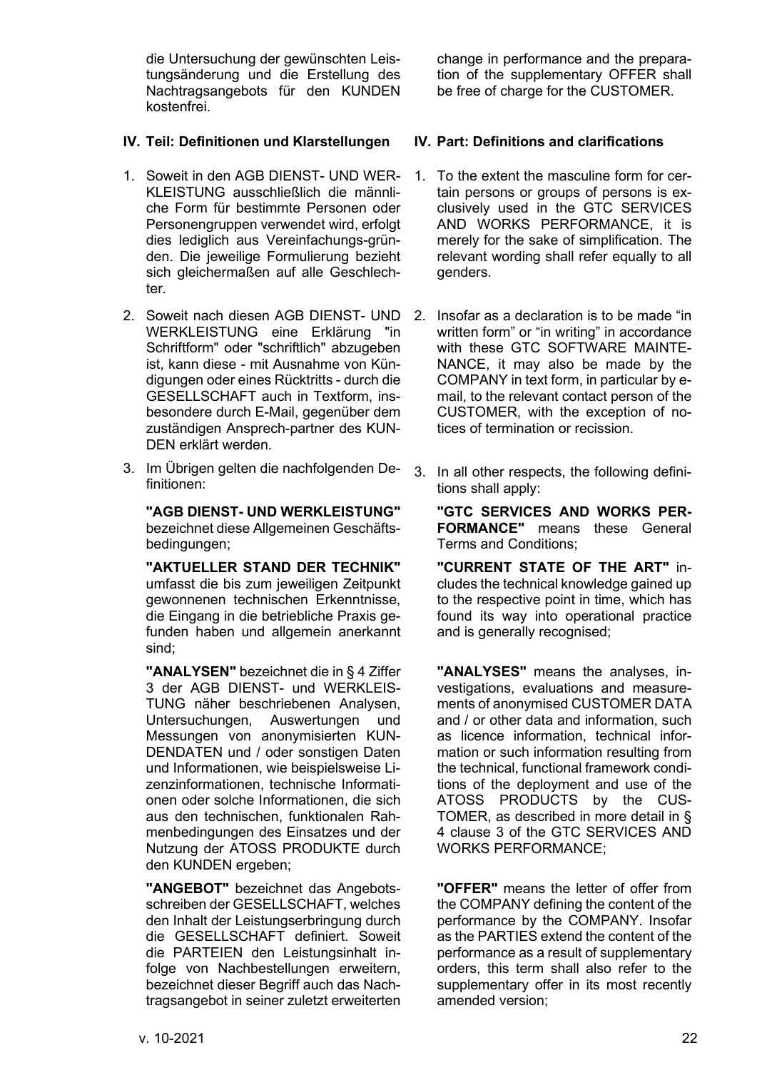die Untersuchung der gewünschten Leistungsänderung und die Erstellung des Nachtragsangebots für den KUNDEN kostenfrei.

change in performance and the preparation of the supplementary OFFER shall be free of charge for the CUSTOMER.

## IV. Teil: Definitionen und Klarstellungen

1. Soweit in den AGB DIENST- UND WERKLEISTUNG ausschließlich die männliche Form für bestimmte Personen oder Personengruppen verwendet wird, erfolgt dies lediglich aus Vereinfachungs-gründen. Die jeweilige Formulierung bezieht sich gleichermaßen auf alle Geschlechter.

2. Soweit nach diesen AGB DIENST- UND WERKLEISTUNG eine Erklärung "in Schriftform" oder "schriftlich" abzugeben ist, kann diese - mit Ausnahme von Kündigungen oder eines Rücktritts - durch die GESELLSCHAFT auch in Textform, insbesondere durch E-Mail, gegenüber dem zuständigen Ansprech-partner des KUNDEN erklärt werden.

3. Im Übrigen gelten die nachfolgenden Definitionen:

   **"AGB DIENST- UND WERKLEISTUNG"** bezeichnet diese Allgemeinen Geschäftsbedingungen;

   **"AKTUELLER STAND DER TECHNIK"** umfasst die bis zum jeweiligen Zeitpunkt gewonnenen technischen Erkenntnisse, die Eingang in die betriebliche Praxis gefunden haben und allgemein anerkannt sind;

   **"ANALYSEN"** bezeichnet die in § 4 Ziffer 3 der AGB DIENST- und WERKLEISTUNG näher beschriebenen Analysen, Untersuchungen, Auswertungen und Messungen von anonymisierten KUNDENDATEN und / oder sonstigen Daten und Informationen, wie beispielsweise Lizenzinformationen, technische Informationen oder solche Informationen, die sich aus den technischen, funktionalen Rahmenbedingungen des Einsatzes und der Nutzung der ATOSS PRODUKTE durch den KUNDEN ergeben;

   **"ANGEBOT"** bezeichnet das Angebotsschreiben der GESELLSCHAFT, welches den Inhalt der Leistungserbringung durch die GESELLSCHAFT definiert. Soweit die PARTEIEN den Leistungsinhalt infolge von Nachbestellungen erweitern, bezeichnet dieser Begriff auch das Nachtragsangebot in seiner zuletzt erweiterten

## IV. Part: Definitions and clarifications

1. To the extent the masculine form for certain persons or groups of persons is exclusively used in the GTC SERVICES AND WORKS PERFORMANCE, it is merely for the sake of simplification. The relevant wording shall refer equally to all genders.

2. Insofar as a declaration is to be made "in written form" or "in writing" in accordance with these GTC SOFTWARE MAINTENANCE, it may also be made by the COMPANY in text form, in particular by e-mail, to the relevant contact person of the CUSTOMER, with the exception of notices of termination or recission.

3. In all other respects, the following definitions shall apply:

   **"GTC SERVICES AND WORKS PERFORMANCE"** means these General Terms and Conditions;

   **"CURRENT STATE OF THE ART"** includes the technical knowledge gained up to the respective point in time, which has found its way into operational practice and is generally recognised;

   **"ANALYSES"** means the analyses, investigations, evaluations and measurements of anonymised CUSTOMER DATA and / or other data and information, such as licence information, technical information or such information resulting from the technical, functional framework conditions of the deployment and use of the ATOSS PRODUCTS by the CUSTOMER, as described in more detail in § 4 clause 3 of the GTC SERVICES AND WORKS PERFORMANCE;

   **"OFFER"** means the letter of offer from the COMPANY defining the content of the performance by the COMPANY. Insofar as the PARTIES extend the content of the performance as a result of supplementary orders, this term shall also refer to the supplementary offer in its most recently amended version;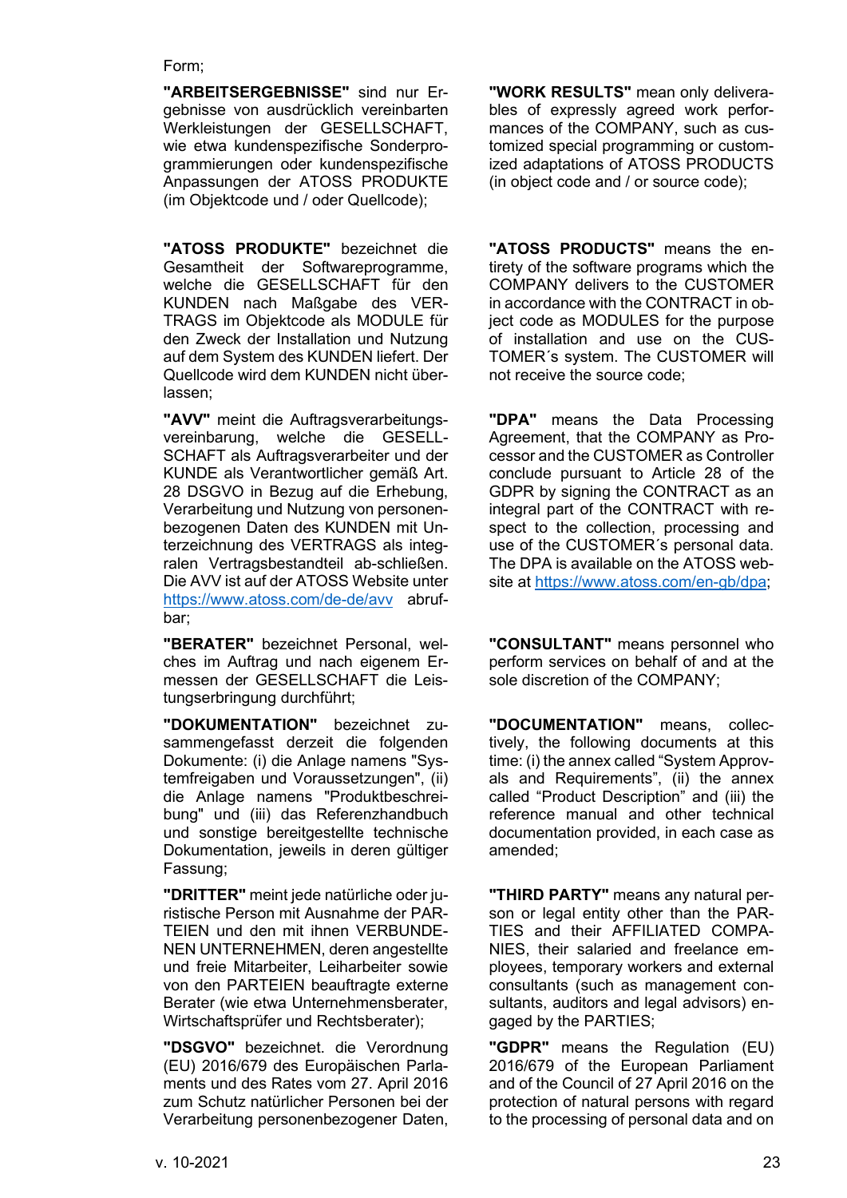Form;

| | |
|---|---|
| **"ARBEITSERGEBNISSE"** sind nur Ergebnisse von ausdrücklich vereinbarten Werkleistungen der GESELLSCHAFT, wie etwa kundenspezifische Sonderprogrammierungen oder kundenspezifische Anpassungen der ATOSS PRODUKTE (im Objektcode und / oder Quellcode); | **"WORK RESULTS"** mean only deliverables of expressly agreed work performances of the COMPANY, such as customized special programming or customized adaptations of ATOSS PRODUCTS (in object code and / or source code); |
| **"ATOSS PRODUKTE"** bezeichnet die Gesamtheit der Softwareprogramme, welche die GESELLSCHAFT für den KUNDEN nach Maßgabe des VERTRAGS im Objektcode als MODULE für den Zweck der Installation und Nutzung auf dem System des KUNDEN liefert. Der Quellcode wird dem KUNDEN nicht überlassen; | **"ATOSS PRODUCTS"** means the entirety of the software programs which the COMPANY delivers to the CUSTOMER in accordance with the CONTRACT in object code as MODULES for the purpose of installation and use on the CUSTOMER´s system. The CUSTOMER will not receive the source code; |
| **"AVV"** meint die Auftragsverarbeitungsvereinbarung, welche die GESELLSCHAFT als Auftragsverarbeiter und der KUNDE als Verantwortlicher gemäß Art. 28 DSGVO in Bezug auf die Erhebung, Verarbeitung und Nutzung von personenbezogenen Daten des KUNDEN mit Unterzeichnung des VERTRAGS als integralen Vertragsbestandteil ab-schließen. Die AVV ist auf der ATOSS Website unter https://www.atoss.com/de-de/avv abrufbar; | **"DPA"** means the Data Processing Agreement, that the COMPANY as Processor and the CUSTOMER as Controller conclude pursuant to Article 28 of the GDPR by signing the CONTRACT as an integral part of the CONTRACT with respect to the collection, processing and use of the CUSTOMER´s personal data. The DPA is available on the ATOSS website at https://www.atoss.com/en-gb/dpa; |
| **"BERATER"** bezeichnet Personal, welches im Auftrag und nach eigenem Ermessen der GESELLSCHAFT die Leistungserbringung durchführt; | **"CONSULTANT"** means personnel who perform services on behalf of and at the sole discretion of the COMPANY; |
| **"DOKUMENTATION"** bezeichnet zusammengefasst derzeit die folgenden Dokumente: (i) die Anlage namens "Systemfreigaben und Voraussetzungen", (ii) die Anlage namens "Produktbeschreibung" und (iii) das Referenzhandbuch und sonstige bereitgestellte technische Dokumentation, jeweils in deren gültiger Fassung; | **"DOCUMENTATION"** means, collectively, the following documents at this time: (i) the annex called "System Approvals and Requirements", (ii) the annex called "Product Description" and (iii) the reference manual and other technical documentation provided, in each case as amended; |
| **"DRITTER"** meint jede natürliche oder juristische Person mit Ausnahme der PARTEIEN und den mit ihnen VERBUNDENEN UNTERNEHMEN, deren angestellte und freie Mitarbeiter, Leiharbeiter sowie von den PARTEIEN beauftragte externe Berater (wie etwa Unternehmensberater, Wirtschaftsprüfer und Rechtsberater); | **"THIRD PARTY"** means any natural person or legal entity other than the PARTIES and their AFFILIATED COMPANIES, their salaried and freelance employees, temporary workers and external consultants (such as management consultants, auditors and legal advisors) engaged by the PARTIES; |
| **"DSGVO"** bezeichnet. die Verordnung (EU) 2016/679 des Europäischen Parlaments und des Rates vom 27. April 2016 zum Schutz natürlicher Personen bei der Verarbeitung personenbezogener Daten, | **"GDPR"** means the Regulation (EU) 2016/679 of the European Parliament and of the Council of 27 April 2016 on the protection of natural persons with regard to the processing of personal data and on |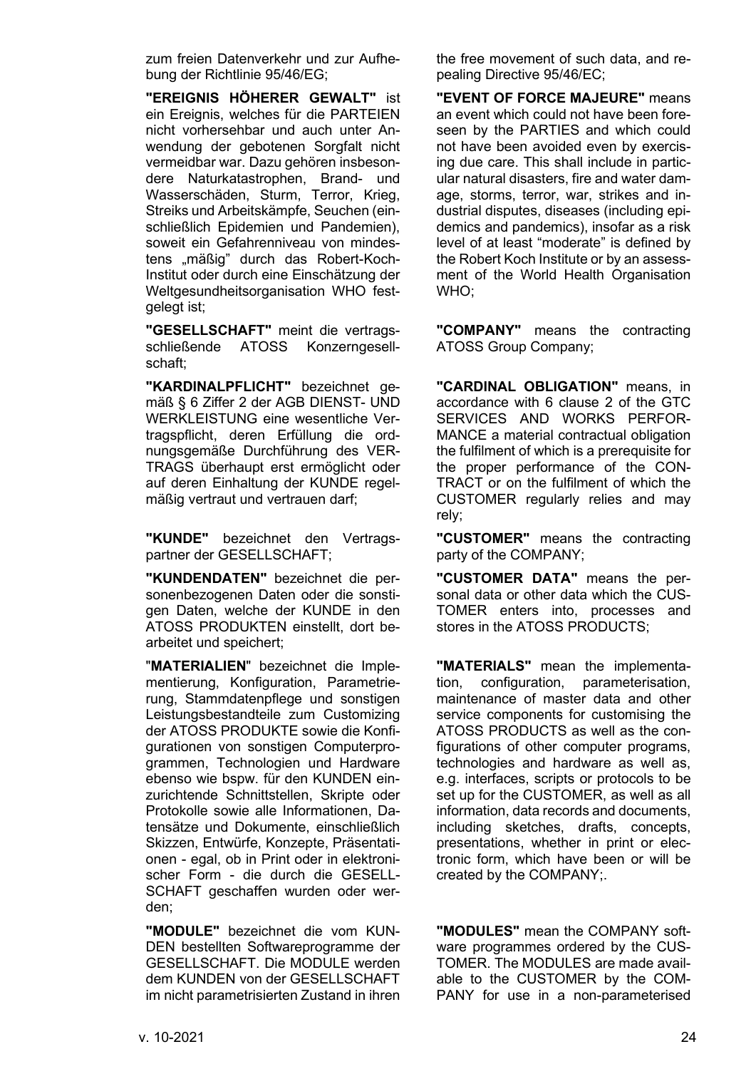zum freien Datenverkehr und zur Aufhebung der Richtlinie 95/46/EG;

the free movement of such data, and repealing Directive 95/46/EC;

**"EREIGNIS HÖHERER GEWALT"** ist ein Ereignis, welches für die PARTEIEN nicht vorhersehbar und auch unter Anwendung der gebotenen Sorgfalt nicht vermeidbar war. Dazu gehören insbesondere Naturkatastrophen, Brand- und Wasserschäden, Sturm, Terror, Krieg, Streiks und Arbeitskämpfe, Seuchen (einschließlich Epidemien und Pandemien), soweit ein Gefahrenniveau von mindestens „mäßig" durch das Robert-Koch-Institut oder durch eine Einschätzung der Weltgesundheitsorganisation WHO festgelegt ist;

**"EVENT OF FORCE MAJEURE"** means an event which could not have been foreseen by the PARTIES and which could not have been avoided even by exercising due care. This shall include in particular natural disasters, fire and water damage, storms, terror, war, strikes and industrial disputes, diseases (including epidemics and pandemics), insofar as a risk level of at least "moderate" is defined by the Robert Koch Institute or by an assessment of the World Health Organisation WHO;

**"GESELLSCHAFT"** meint die vertragsschließende ATOSS Konzerngesellschaft;

**"COMPANY"** means the contracting ATOSS Group Company;

**"KARDINALPFLICHT"** bezeichnet gemäß § 6 Ziffer 2 der AGB DIENST- UND WERKLEISTUNG eine wesentliche Vertragspflicht, deren Erfüllung die ordnungsgemäße Durchführung des VERTRAGS überhaupt erst ermöglicht oder auf deren Einhaltung der KUNDE regelmäßig vertraut und vertrauen darf;

**"CARDINAL OBLIGATION"** means, in accordance with 6 clause 2 of the GTC SERVICES AND WORKS PERFORMANCE a material contractual obligation the fulfilment of which is a prerequisite for the proper performance of the CONTRACT or on the fulfilment of which the CUSTOMER regularly relies and may rely;

**"KUNDE"** bezeichnet den Vertragspartner der GESELLSCHAFT;

**"CUSTOMER"** means the contracting party of the COMPANY;

**"KUNDENDATEN"** bezeichnet die personenbezogenen Daten oder die sonstigen Daten, welche der KUNDE in den ATOSS PRODUKTEN einstellt, dort bearbeitet und speichert;

**"CUSTOMER DATA"** means the personal data or other data which the CUSTOMER enters into, processes and stores in the ATOSS PRODUCTS;

"**MATERIALIEN**" bezeichnet die Implementierung, Konfiguration, Parametrierung, Stammdatenpflege und sonstigen Leistungsbestandteile zum Customizing der ATOSS PRODUKTE sowie die Konfigurationen von sonstigen Computerprogrammen, Technologien und Hardware ebenso wie bspw. für den KUNDEN einzurichtende Schnittstellen, Skripte oder Protokolle sowie alle Informationen, Datensätze und Dokumente, einschließlich Skizzen, Entwürfe, Konzepte, Präsentationen - egal, ob in Print oder in elektronischer Form - die durch die GESELLSCHAFT geschaffen wurden oder werden;

**"MATERIALS"** mean the implementation, configuration, parameterisation, maintenance of master data and other service components for customising the ATOSS PRODUCTS as well as the configurations of other computer programs, technologies and hardware as well as, e.g. interfaces, scripts or protocols to be set up for the CUSTOMER, as well as all information, data records and documents, including sketches, drafts, concepts, presentations, whether in print or electronic form, which have been or will be created by the COMPANY;.

**"MODULE"** bezeichnet die vom KUNDEN bestellten Softwareprogramme der GESELLSCHAFT. Die MODULE werden dem KUNDEN von der GESELLSCHAFT im nicht parametrisierten Zustand in ihren

**"MODULES"** mean the COMPANY software programmes ordered by the CUSTOMER. The MODULES are made available to the CUSTOMER by the COMPANY for use in a non-parameterised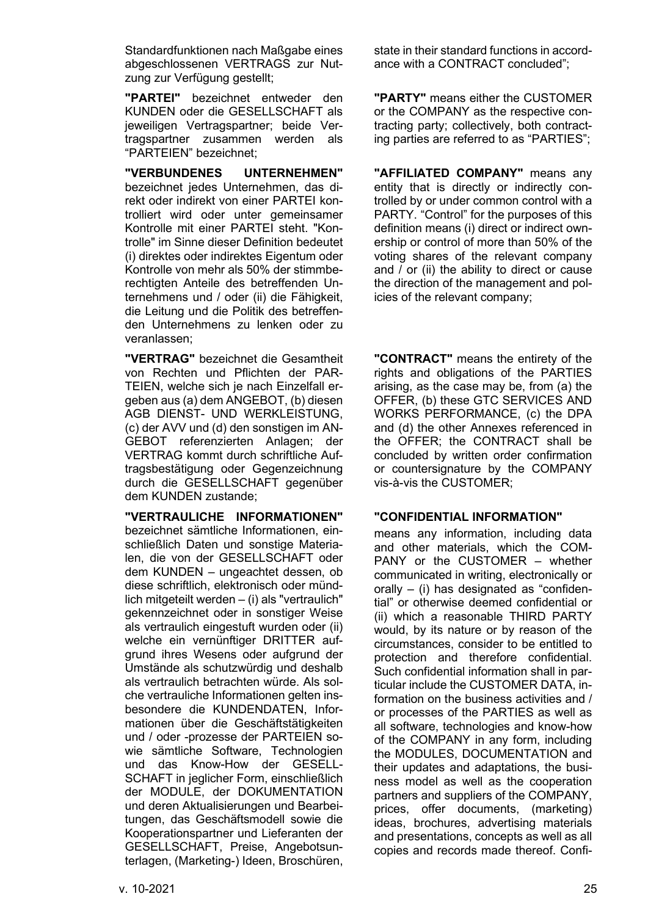Standardfunktionen nach Maßgabe eines abgeschlossenen VERTRAGS zur Nutzung zur Verfügung gestellt;

state in their standard functions in accordance with a CONTRACT concluded";

**"PARTEI"** bezeichnet entweder den KUNDEN oder die GESELLSCHAFT als jeweiligen Vertragspartner; beide Vertragspartner zusammen werden als "PARTEIEN" bezeichnet;

**"PARTY"** means either the CUSTOMER or the COMPANY as the respective contracting party; collectively, both contracting parties are referred to as "PARTIES";

**"VERBUNDENES UNTERNEHMEN"** bezeichnet jedes Unternehmen, das direkt oder indirekt von einer PARTEI kontrolliert wird oder unter gemeinsamer Kontrolle mit einer PARTEI steht. "Kontrolle" im Sinne dieser Definition bedeutet (i) direktes oder indirektes Eigentum oder Kontrolle von mehr als 50% der stimmberechtigten Anteile des betreffenden Unternehmens und / oder (ii) die Fähigkeit, die Leitung und die Politik des betreffenden Unternehmens zu lenken oder zu veranlassen;

**"AFFILIATED COMPANY"** means any entity that is directly or indirectly controlled by or under common control with a PARTY. "Control" for the purposes of this definition means (i) direct or indirect ownership or control of more than 50% of the voting shares of the relevant company and / or (ii) the ability to direct or cause the direction of the management and policies of the relevant company;

**"VERTRAG"** bezeichnet die Gesamtheit von Rechten und Pflichten der PARTEIEN, welche sich je nach Einzelfall ergeben aus (a) dem ANGEBOT, (b) diesen AGB DIENST- UND WERKLEISTUNG, (c) der AVV und (d) den sonstigen im ANGEBOT referenzierten Anlagen; der VERTRAG kommt durch schriftliche Auftragsbestätigung oder Gegenzeichnung durch die GESELLSCHAFT gegenüber dem KUNDEN zustande;

**"CONTRACT"** means the entirety of the rights and obligations of the PARTIES arising, as the case may be, from (a) the OFFER, (b) these GTC SERVICES AND WORKS PERFORMANCE, (c) the DPA and (d) the other Annexes referenced in the OFFER; the CONTRACT shall be concluded by written order confirmation or countersignature by the COMPANY vis-à-vis the CUSTOMER;

**"VERTRAULICHE INFORMATIONEN"** bezeichnet sämtliche Informationen, einschließlich Daten und sonstige Materialen, die von der GESELLSCHAFT oder dem KUNDEN – ungeachtet dessen, ob diese schriftlich, elektronisch oder mündlich mitgeteilt werden – (i) als "vertraulich" gekennzeichnet oder in sonstiger Weise als vertraulich eingestuft wurden oder (ii) welche ein vernünftiger DRITTER aufgrund ihres Wesens oder aufgrund der Umstände als schutzwürdig und deshalb als vertraulich betrachten würde. Als solche vertrauliche Informationen gelten insbesondere die KUNDENDATEN, Informationen über die Geschäftstätigkeiten und / oder -prozesse der PARTEIEN sowie sämtliche Software, Technologien und das Know-How der GESELLSCHAFT in jeglicher Form, einschließlich der MODULE, der DOKUMENTATION und deren Aktualisierungen und Bearbeitungen, das Geschäftsmodell sowie die Kooperationspartner und Lieferanten der GESELLSCHAFT, Preise, Angebotsunterlagen, (Marketing-) Ideen, Broschüren,

**"CONFIDENTIAL INFORMATION"** means any information, including data and other materials, which the COMPANY or the CUSTOMER – whether communicated in writing, electronically or orally – (i) has designated as "confidential" or otherwise deemed confidential or (ii) which a reasonable THIRD PARTY would, by its nature or by reason of the circumstances, consider to be entitled to protection and therefore confidential. Such confidential information shall in particular include the CUSTOMER DATA, information on the business activities and / or processes of the PARTIES as well as all software, technologies and know-how of the COMPANY in any form, including the MODULES, DOCUMENTATION and their updates and adaptations, the business model as well as the cooperation partners and suppliers of the COMPANY, prices, offer documents, (marketing) ideas, brochures, advertising materials and presentations, concepts as well as all copies and records made thereof. Confi-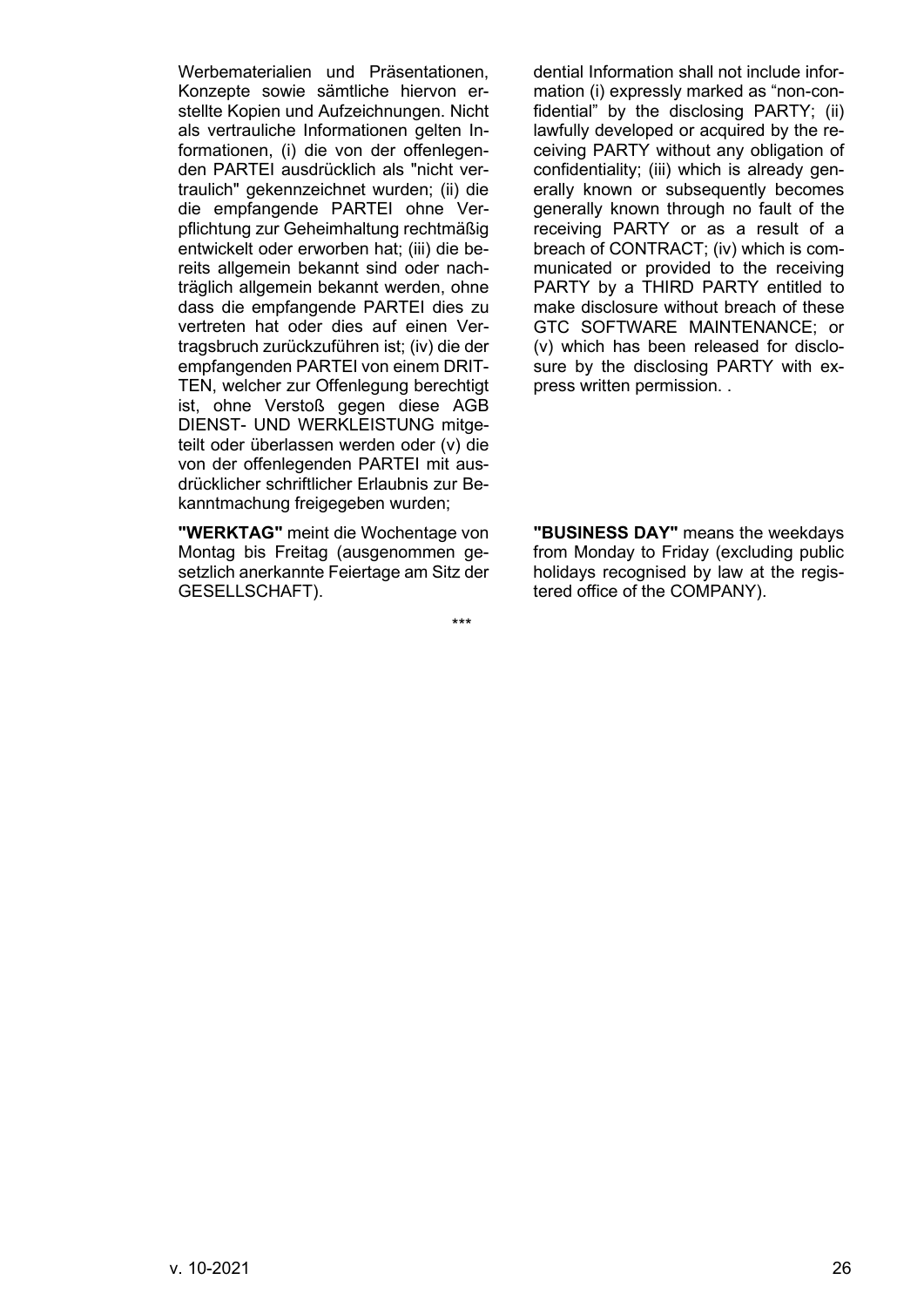Werbematerialien und Präsentationen, Konzepte sowie sämtliche hiervon erstellte Kopien und Aufzeichnungen. Nicht als vertrauliche Informationen gelten Informationen, (i) die von der offenlegenden PARTEI ausdrücklich als "nicht vertraulich" gekennzeichnet wurden; (ii) die die empfangende PARTEI ohne Verpflichtung zur Geheimhaltung rechtmäßig entwickelt oder erworben hat; (iii) die bereits allgemein bekannt sind oder nachträglich allgemein bekannt werden, ohne dass die empfangende PARTEI dies zu vertreten hat oder dies auf einen Vertragsbruch zurückzuführen ist; (iv) die der empfangenden PARTEI von einem DRITTEN, welcher zur Offenlegung berechtigt ist, ohne Verstoß gegen diese AGB DIENST- UND WERKLEISTUNG mitgeteilt oder überlassen werden oder (v) die von der offenlegenden PARTEI mit ausdrücklicher schriftlicher Erlaubnis zur Bekanntmachung freigegeben wurden;

dential Information shall not include information (i) expressly marked as “non-confidential” by the disclosing PARTY; (ii) lawfully developed or acquired by the receiving PARTY without any obligation of confidentiality; (iii) which is already generally known or subsequently becomes generally known through no fault of the receiving PARTY or as a result of a breach of CONTRACT; (iv) which is communicated or provided to the receiving PARTY by a THIRD PARTY entitled to make disclosure without breach of these GTC SOFTWARE MAINTENANCE; or (v) which has been released for disclosure by the disclosing PARTY with express written permission. .

**"WERKTAG"** meint die Wochentage von Montag bis Freitag (ausgenommen gesetzlich anerkannte Feiertage am Sitz der GESELLSCHAFT).

**"BUSINESS DAY"** means the weekdays from Monday to Friday (excluding public holidays recognised by law at the registered office of the COMPANY).

\*\*\*